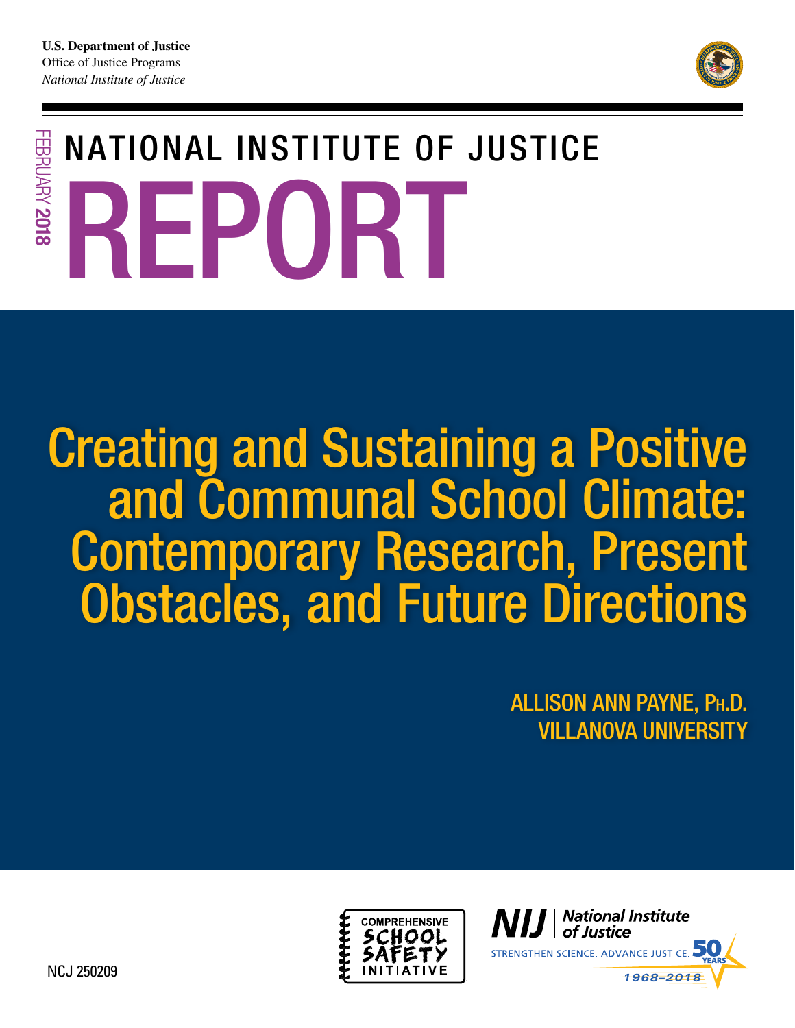**U.S. Department of Justice**
Office of Justice Programs
*National Institute of Justice*

FEBRUARY **2018**

# NATIONAL INSTITUTE OF JUSTICE REPORT

# Creating and Sustaining a Positive and Communal School Climate: Contemporary Research, Present Obstacles, and Future Directions

ALLISON ANN PAYNE, PH.D.
VILLANOVA UNIVERSITY

NCJ 250209

COMPREHENSIVE SCHOOL SAFETY INITIATIVE

NIJ | *National Institute of Justice*
STRENGTHEN SCIENCE. ADVANCE JUSTICE. 50 YEARS 1968–2018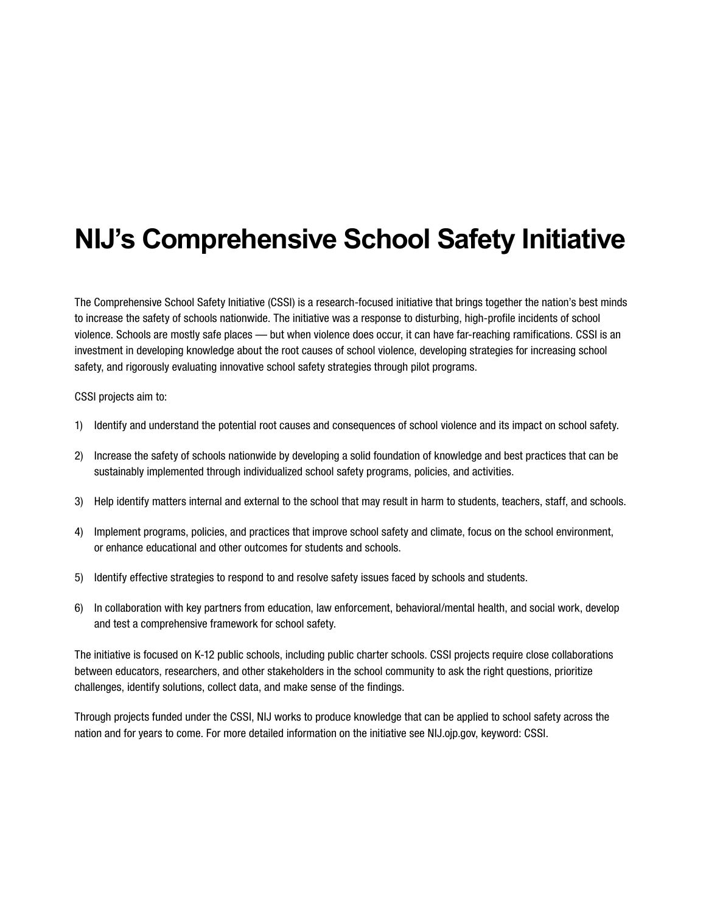# NIJ's Comprehensive School Safety Initiative

The Comprehensive School Safety Initiative (CSSI) is a research-focused initiative that brings together the nation's best minds to increase the safety of schools nationwide. The initiative was a response to disturbing, high-profile incidents of school violence. Schools are mostly safe places — but when violence does occur, it can have far-reaching ramifications. CSSI is an investment in developing knowledge about the root causes of school violence, developing strategies for increasing school safety, and rigorously evaluating innovative school safety strategies through pilot programs.

CSSI projects aim to:

1) Identify and understand the potential root causes and consequences of school violence and its impact on school safety.

2) Increase the safety of schools nationwide by developing a solid foundation of knowledge and best practices that can be sustainably implemented through individualized school safety programs, policies, and activities.

3) Help identify matters internal and external to the school that may result in harm to students, teachers, staff, and schools.

4) Implement programs, policies, and practices that improve school safety and climate, focus on the school environment, or enhance educational and other outcomes for students and schools.

5) Identify effective strategies to respond to and resolve safety issues faced by schools and students.

6) In collaboration with key partners from education, law enforcement, behavioral/mental health, and social work, develop and test a comprehensive framework for school safety.

The initiative is focused on K-12 public schools, including public charter schools. CSSI projects require close collaborations between educators, researchers, and other stakeholders in the school community to ask the right questions, prioritize challenges, identify solutions, collect data, and make sense of the findings.

Through projects funded under the CSSI, NIJ works to produce knowledge that can be applied to school safety across the nation and for years to come. For more detailed information on the initiative see NIJ.ojp.gov, keyword: CSSI.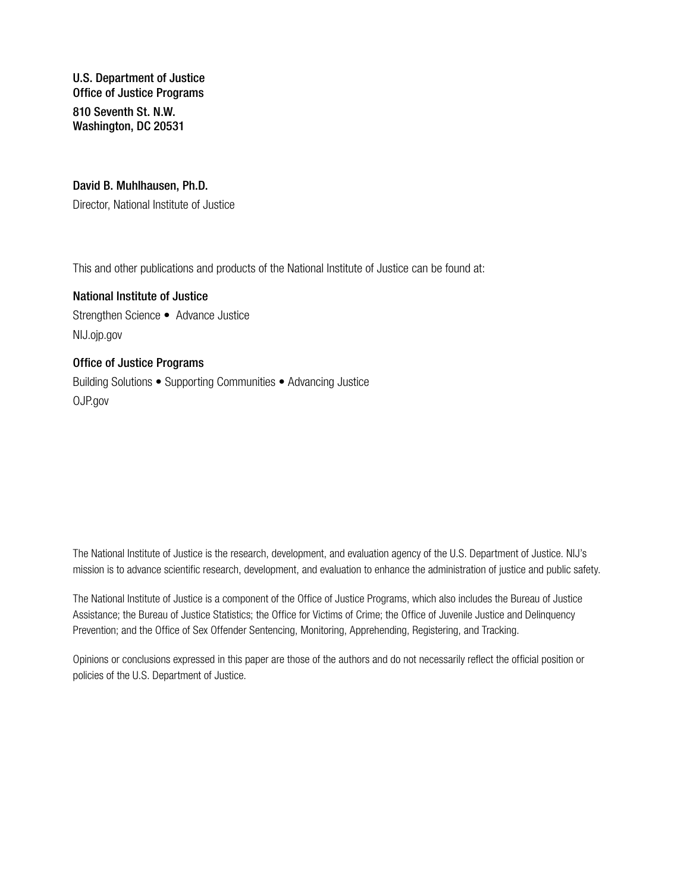**U.S. Department of Justice**
**Office of Justice Programs**

**810 Seventh St. N.W.**
**Washington, DC 20531**

**David B. Muhlhausen, Ph.D.**

Director, National Institute of Justice

This and other publications and products of the National Institute of Justice can be found at:

**National Institute of Justice**

Strengthen Science • Advance Justice

NIJ.ojp.gov

**Office of Justice Programs**

Building Solutions • Supporting Communities • Advancing Justice

OJP.gov

The National Institute of Justice is the research, development, and evaluation agency of the U.S. Department of Justice. NIJ's mission is to advance scientific research, development, and evaluation to enhance the administration of justice and public safety.

The National Institute of Justice is a component of the Office of Justice Programs, which also includes the Bureau of Justice Assistance; the Bureau of Justice Statistics; the Office for Victims of Crime; the Office of Juvenile Justice and Delinquency Prevention; and the Office of Sex Offender Sentencing, Monitoring, Apprehending, Registering, and Tracking.

Opinions or conclusions expressed in this paper are those of the authors and do not necessarily reflect the official position or policies of the U.S. Department of Justice.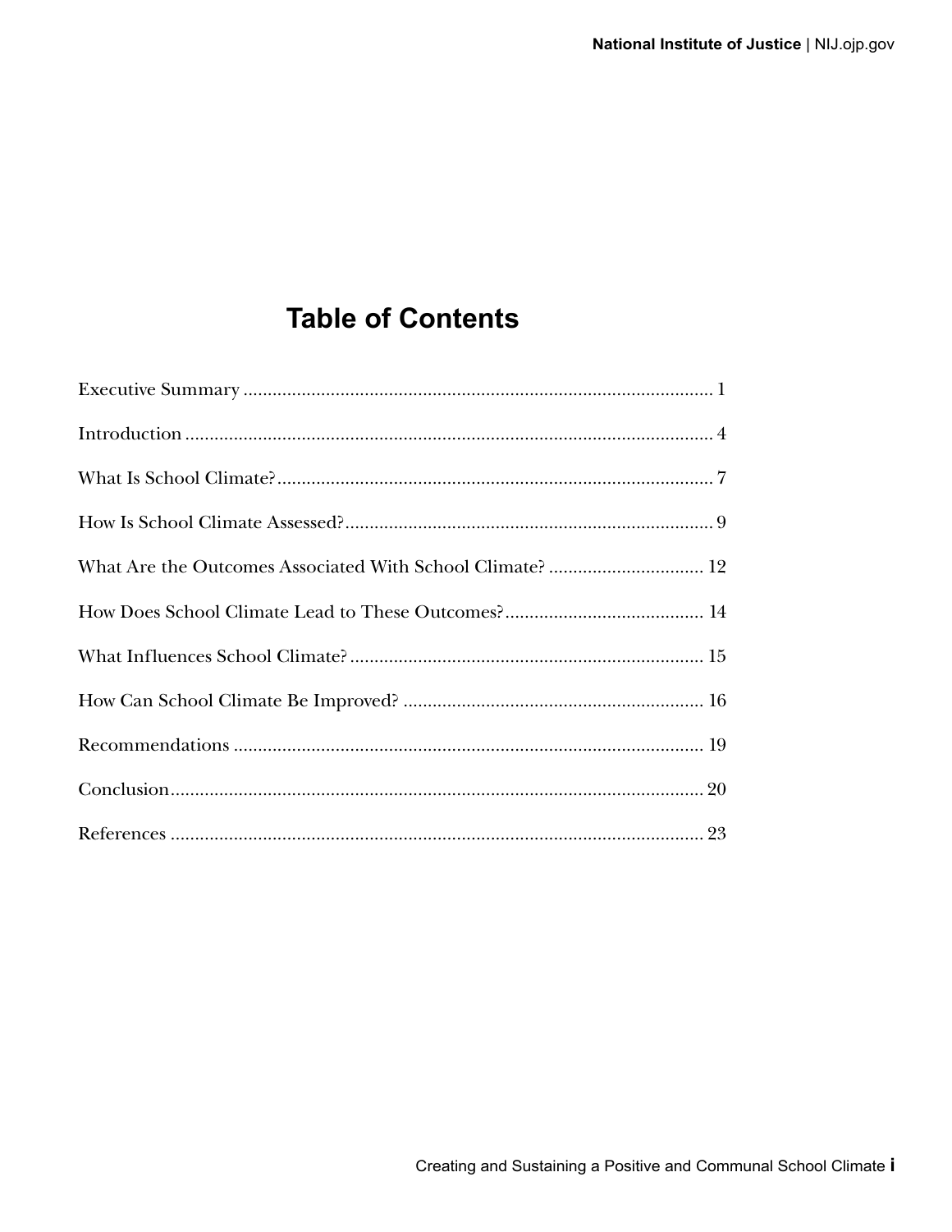# Table of Contents

Executive Summary ........................................................................................ 1

Introduction ........................................................................................ 4

What Is School Climate? ........................................................................................ 7

How Is School Climate Assessed? ........................................................................................ 9

What Are the Outcomes Associated With School Climate? ........................................ 12

How Does School Climate Lead to These Outcomes? ........................................ 14

What Influences School Climate? ........................................................................................ 15

How Can School Climate Be Improved? ........................................................................................ 16

Recommendations ........................................................................................ 19

Conclusion ........................................................................................ 20

References ........................................................................................ 23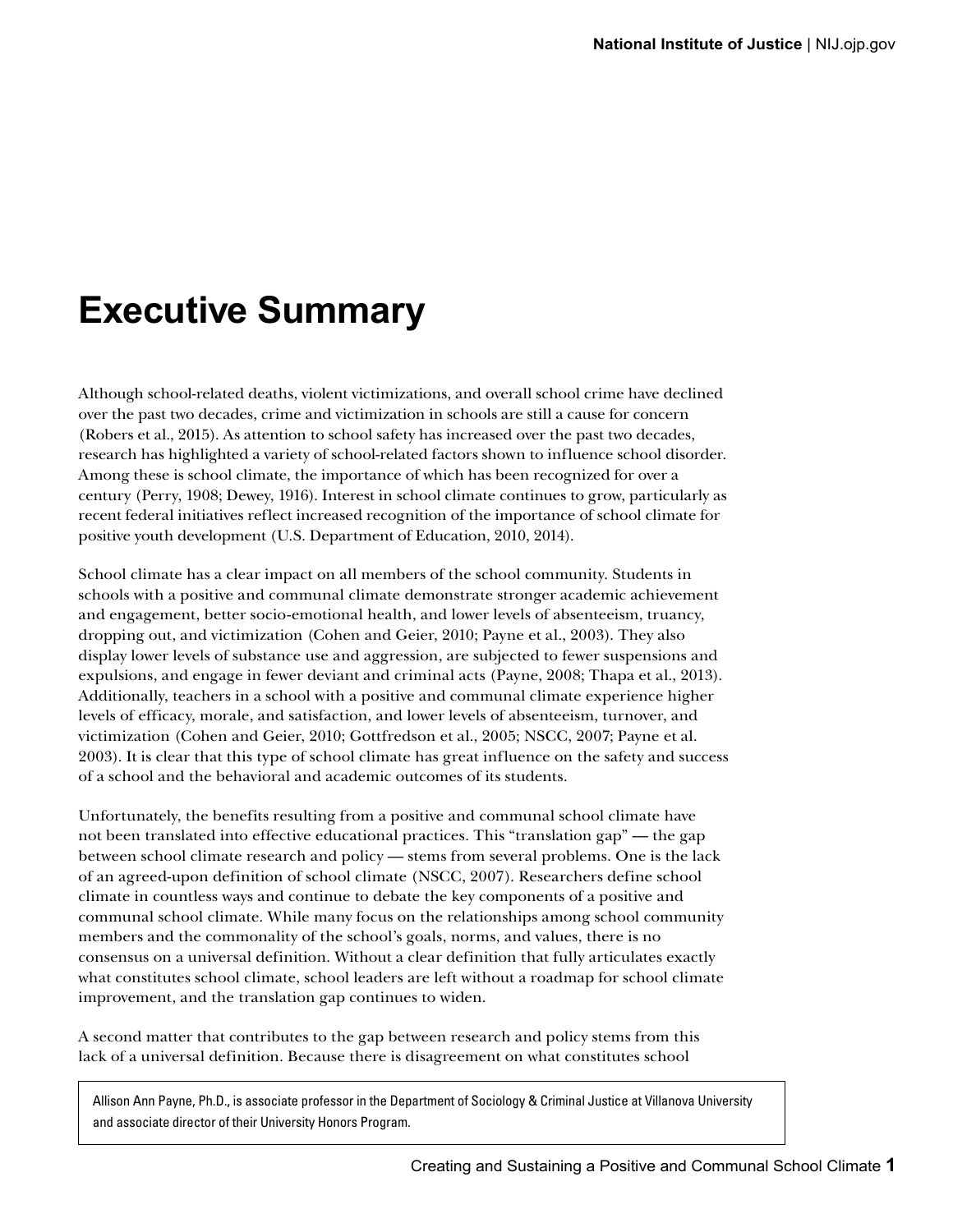# Executive Summary

Although school-related deaths, violent victimizations, and overall school crime have declined over the past two decades, crime and victimization in schools are still a cause for concern (Robers et al., 2015). As attention to school safety has increased over the past two decades, research has highlighted a variety of school-related factors shown to influence school disorder. Among these is school climate, the importance of which has been recognized for over a century (Perry, 1908; Dewey, 1916). Interest in school climate continues to grow, particularly as recent federal initiatives reflect increased recognition of the importance of school climate for positive youth development (U.S. Department of Education, 2010, 2014).

School climate has a clear impact on all members of the school community. Students in schools with a positive and communal climate demonstrate stronger academic achievement and engagement, better socio-emotional health, and lower levels of absenteeism, truancy, dropping out, and victimization (Cohen and Geier, 2010; Payne et al., 2003). They also display lower levels of substance use and aggression, are subjected to fewer suspensions and expulsions, and engage in fewer deviant and criminal acts (Payne, 2008; Thapa et al., 2013). Additionally, teachers in a school with a positive and communal climate experience higher levels of efficacy, morale, and satisfaction, and lower levels of absenteeism, turnover, and victimization (Cohen and Geier, 2010; Gottfredson et al., 2005; NSCC, 2007; Payne et al. 2003). It is clear that this type of school climate has great influence on the safety and success of a school and the behavioral and academic outcomes of its students.

Unfortunately, the benefits resulting from a positive and communal school climate have not been translated into effective educational practices. This "translation gap" — the gap between school climate research and policy — stems from several problems. One is the lack of an agreed-upon definition of school climate (NSCC, 2007). Researchers define school climate in countless ways and continue to debate the key components of a positive and communal school climate. While many focus on the relationships among school community members and the commonality of the school's goals, norms, and values, there is no consensus on a universal definition. Without a clear definition that fully articulates exactly what constitutes school climate, school leaders are left without a roadmap for school climate improvement, and the translation gap continues to widen.

A second matter that contributes to the gap between research and policy stems from this lack of a universal definition. Because there is disagreement on what constitutes school

Allison Ann Payne, Ph.D., is associate professor in the Department of Sociology & Criminal Justice at Villanova University and associate director of their University Honors Program.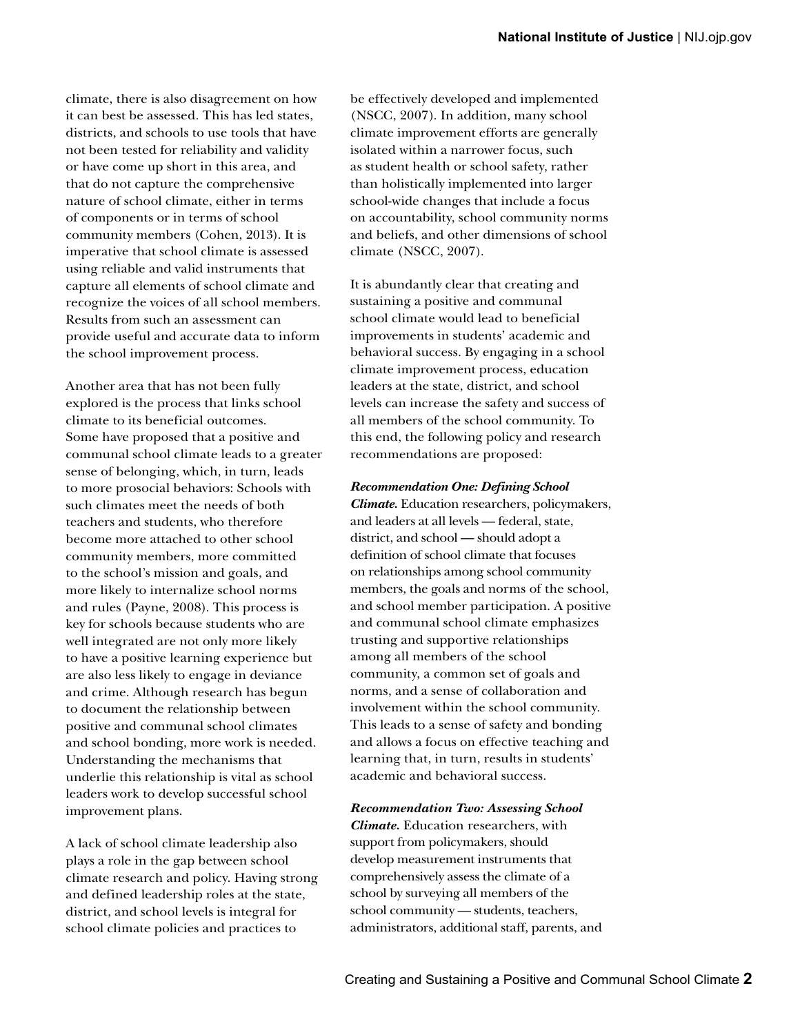climate, there is also disagreement on how it can best be assessed. This has led states, districts, and schools to use tools that have not been tested for reliability and validity or have come up short in this area, and that do not capture the comprehensive nature of school climate, either in terms of components or in terms of school community members (Cohen, 2013). It is imperative that school climate is assessed using reliable and valid instruments that capture all elements of school climate and recognize the voices of all school members. Results from such an assessment can provide useful and accurate data to inform the school improvement process.

Another area that has not been fully explored is the process that links school climate to its beneficial outcomes. Some have proposed that a positive and communal school climate leads to a greater sense of belonging, which, in turn, leads to more prosocial behaviors: Schools with such climates meet the needs of both teachers and students, who therefore become more attached to other school community members, more committed to the school's mission and goals, and more likely to internalize school norms and rules (Payne, 2008). This process is key for schools because students who are well integrated are not only more likely to have a positive learning experience but are also less likely to engage in deviance and crime. Although research has begun to document the relationship between positive and communal school climates and school bonding, more work is needed. Understanding the mechanisms that underlie this relationship is vital as school leaders work to develop successful school improvement plans.

A lack of school climate leadership also plays a role in the gap between school climate research and policy. Having strong and defined leadership roles at the state, district, and school levels is integral for school climate policies and practices to be effectively developed and implemented (NSCC, 2007). In addition, many school climate improvement efforts are generally isolated within a narrower focus, such as student health or school safety, rather than holistically implemented into larger school-wide changes that include a focus on accountability, school community norms and beliefs, and other dimensions of school climate (NSCC, 2007).

It is abundantly clear that creating and sustaining a positive and communal school climate would lead to beneficial improvements in students' academic and behavioral success. By engaging in a school climate improvement process, education leaders at the state, district, and school levels can increase the safety and success of all members of the school community. To this end, the following policy and research recommendations are proposed:

***Recommendation One: Defining School Climate.*** Education researchers, policymakers, and leaders at all levels — federal, state, district, and school — should adopt a definition of school climate that focuses on relationships among school community members, the goals and norms of the school, and school member participation. A positive and communal school climate emphasizes trusting and supportive relationships among all members of the school community, a common set of goals and norms, and a sense of collaboration and involvement within the school community. This leads to a sense of safety and bonding and allows a focus on effective teaching and learning that, in turn, results in students' academic and behavioral success.

***Recommendation Two: Assessing School Climate.*** Education researchers, with support from policymakers, should develop measurement instruments that comprehensively assess the climate of a school by surveying all members of the school community — students, teachers, administrators, additional staff, parents, and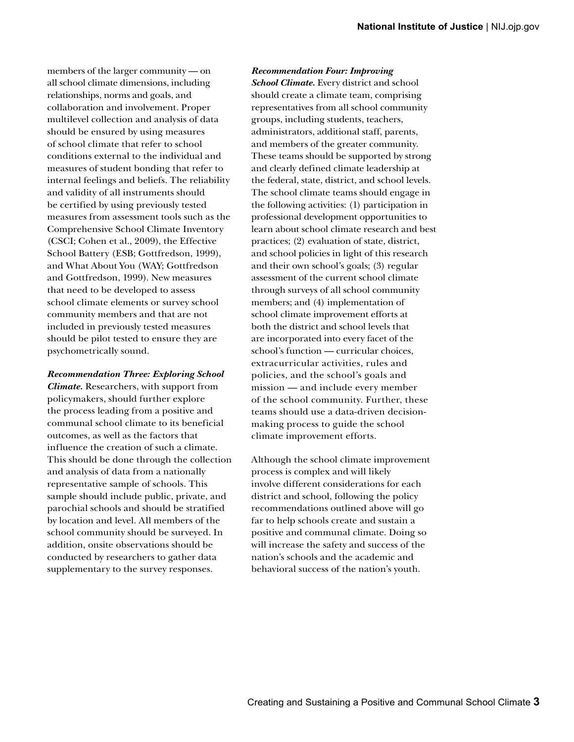members of the larger community — on all school climate dimensions, including relationships, norms and goals, and collaboration and involvement. Proper multilevel collection and analysis of data should be ensured by using measures of school climate that refer to school conditions external to the individual and measures of student bonding that refer to internal feelings and beliefs. The reliability and validity of all instruments should be certified by using previously tested measures from assessment tools such as the Comprehensive School Climate Inventory (CSCI; Cohen et al., 2009), the Effective School Battery (ESB; Gottfredson, 1999), and What About You (WAY; Gottfredson and Gottfredson, 1999). New measures that need to be developed to assess school climate elements or survey school community members and that are not included in previously tested measures should be pilot tested to ensure they are psychometrically sound.

***Recommendation Three: Exploring School Climate.*** Researchers, with support from policymakers, should further explore the process leading from a positive and communal school climate to its beneficial outcomes, as well as the factors that influence the creation of such a climate. This should be done through the collection and analysis of data from a nationally representative sample of schools. This sample should include public, private, and parochial schools and should be stratified by location and level. All members of the school community should be surveyed. In addition, onsite observations should be conducted by researchers to gather data supplementary to the survey responses.

***Recommendation Four: Improving School Climate.*** Every district and school should create a climate team, comprising representatives from all school community groups, including students, teachers, administrators, additional staff, parents, and members of the greater community. These teams should be supported by strong and clearly defined climate leadership at the federal, state, district, and school levels. The school climate teams should engage in the following activities: (1) participation in professional development opportunities to learn about school climate research and best practices; (2) evaluation of state, district, and school policies in light of this research and their own school's goals; (3) regular assessment of the current school climate through surveys of all school community members; and (4) implementation of school climate improvement efforts at both the district and school levels that are incorporated into every facet of the school's function — curricular choices, extracurricular activities, rules and policies, and the school's goals and mission — and include every member of the school community. Further, these teams should use a data-driven decision-making process to guide the school climate improvement efforts.

Although the school climate improvement process is complex and will likely involve different considerations for each district and school, following the policy recommendations outlined above will go far to help schools create and sustain a positive and communal climate. Doing so will increase the safety and success of the nation's schools and the academic and behavioral success of the nation's youth.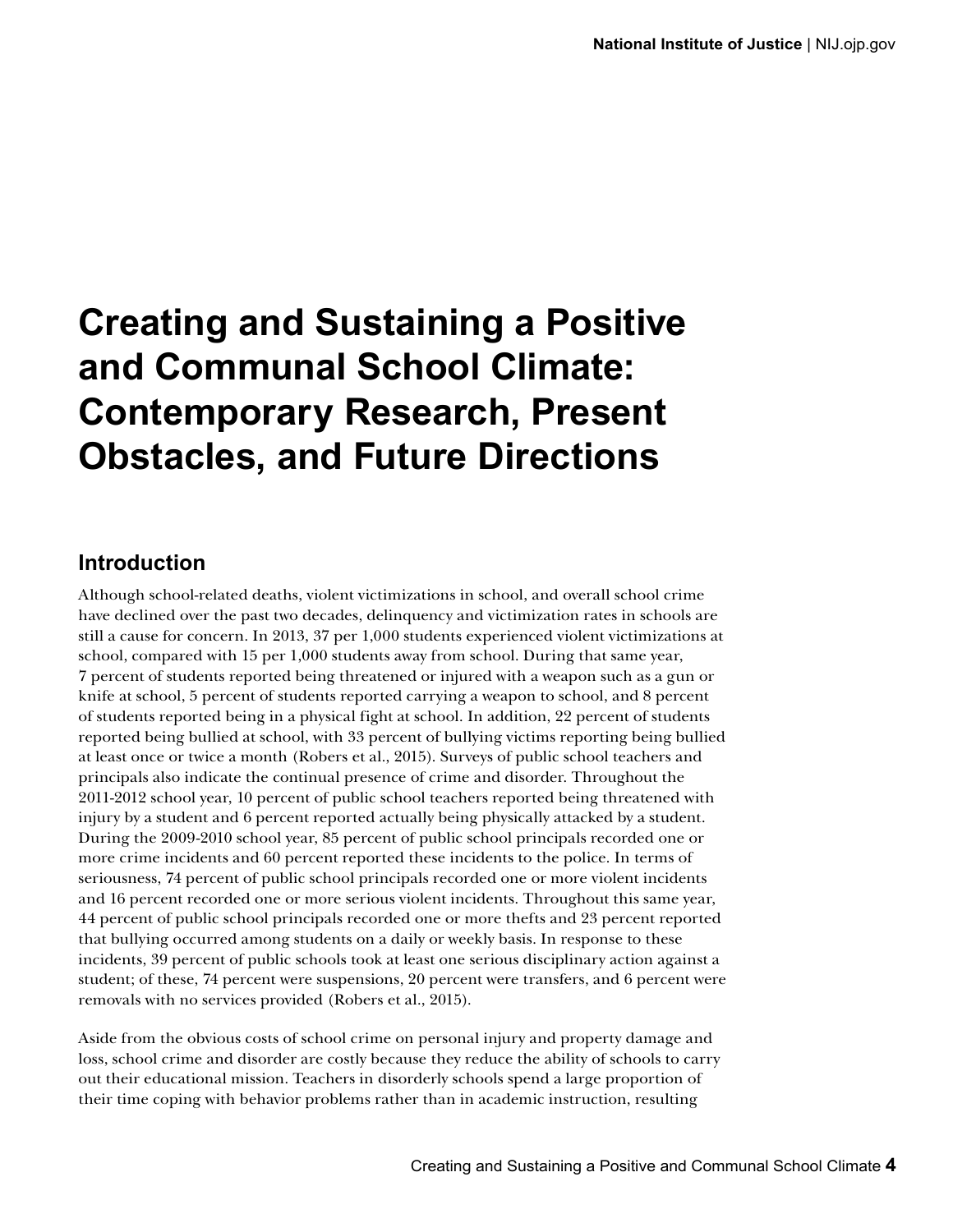# Creating and Sustaining a Positive and Communal School Climate: Contemporary Research, Present Obstacles, and Future Directions

## Introduction

Although school-related deaths, violent victimizations in school, and overall school crime have declined over the past two decades, delinquency and victimization rates in schools are still a cause for concern. In 2013, 37 per 1,000 students experienced violent victimizations at school, compared with 15 per 1,000 students away from school. During that same year, 7 percent of students reported being threatened or injured with a weapon such as a gun or knife at school, 5 percent of students reported carrying a weapon to school, and 8 percent of students reported being in a physical fight at school. In addition, 22 percent of students reported being bullied at school, with 33 percent of bullying victims reporting being bullied at least once or twice a month (Robers et al., 2015). Surveys of public school teachers and principals also indicate the continual presence of crime and disorder. Throughout the 2011-2012 school year, 10 percent of public school teachers reported being threatened with injury by a student and 6 percent reported actually being physically attacked by a student. During the 2009-2010 school year, 85 percent of public school principals recorded one or more crime incidents and 60 percent reported these incidents to the police. In terms of seriousness, 74 percent of public school principals recorded one or more violent incidents and 16 percent recorded one or more serious violent incidents. Throughout this same year, 44 percent of public school principals recorded one or more thefts and 23 percent reported that bullying occurred among students on a daily or weekly basis. In response to these incidents, 39 percent of public schools took at least one serious disciplinary action against a student; of these, 74 percent were suspensions, 20 percent were transfers, and 6 percent were removals with no services provided (Robers et al., 2015).

Aside from the obvious costs of school crime on personal injury and property damage and loss, school crime and disorder are costly because they reduce the ability of schools to carry out their educational mission. Teachers in disorderly schools spend a large proportion of their time coping with behavior problems rather than in academic instruction, resulting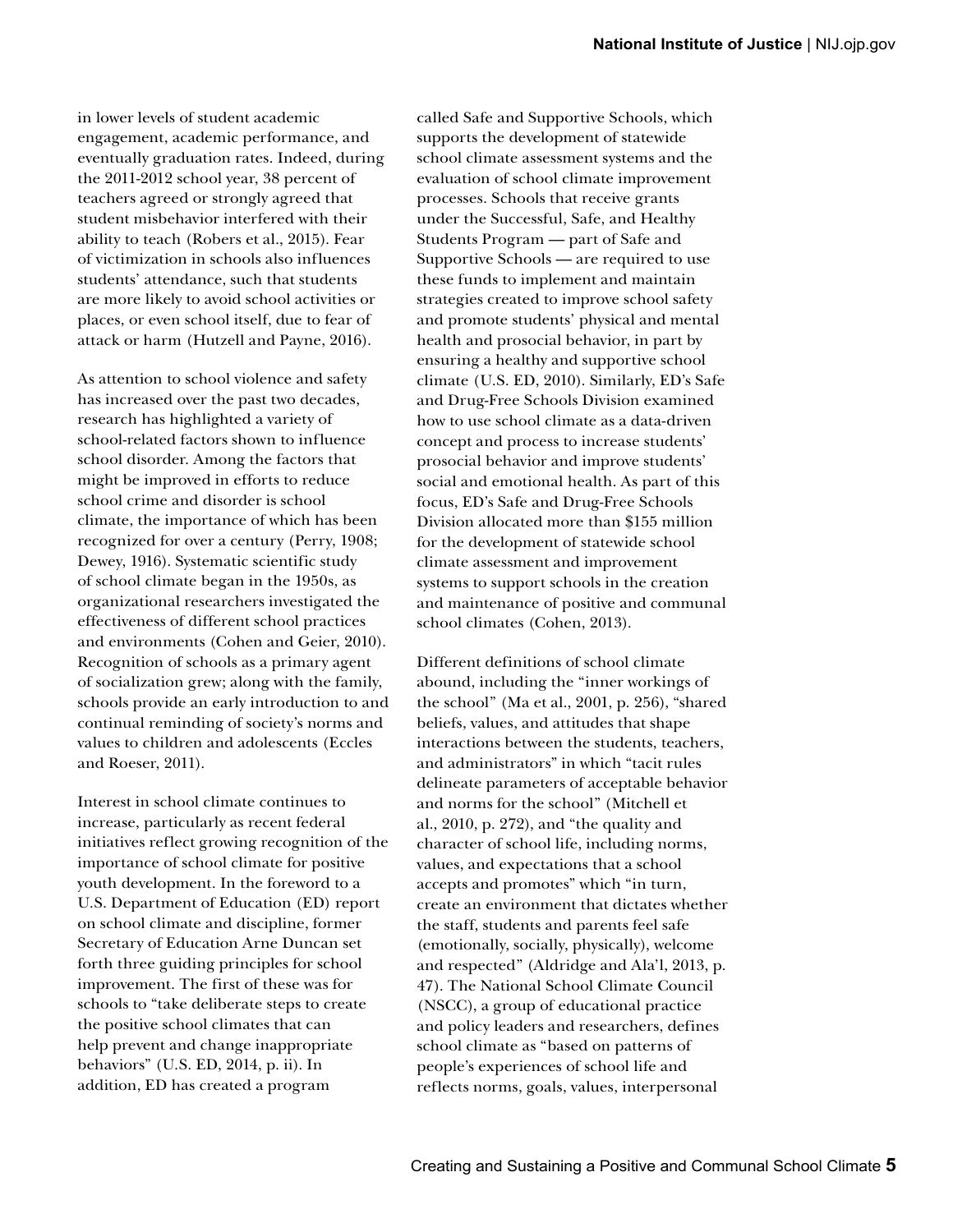in lower levels of student academic engagement, academic performance, and eventually graduation rates. Indeed, during the 2011-2012 school year, 38 percent of teachers agreed or strongly agreed that student misbehavior interfered with their ability to teach (Robers et al., 2015). Fear of victimization in schools also influences students' attendance, such that students are more likely to avoid school activities or places, or even school itself, due to fear of attack or harm (Hutzell and Payne, 2016).

As attention to school violence and safety has increased over the past two decades, research has highlighted a variety of school-related factors shown to influence school disorder. Among the factors that might be improved in efforts to reduce school crime and disorder is school climate, the importance of which has been recognized for over a century (Perry, 1908; Dewey, 1916). Systematic scientific study of school climate began in the 1950s, as organizational researchers investigated the effectiveness of different school practices and environments (Cohen and Geier, 2010). Recognition of schools as a primary agent of socialization grew; along with the family, schools provide an early introduction to and continual reminding of society's norms and values to children and adolescents (Eccles and Roeser, 2011).

Interest in school climate continues to increase, particularly as recent federal initiatives reflect growing recognition of the importance of school climate for positive youth development. In the foreword to a U.S. Department of Education (ED) report on school climate and discipline, former Secretary of Education Arne Duncan set forth three guiding principles for school improvement. The first of these was for schools to "take deliberate steps to create the positive school climates that can help prevent and change inappropriate behaviors" (U.S. ED, 2014, p. ii). In addition, ED has created a program called Safe and Supportive Schools, which supports the development of statewide school climate assessment systems and the evaluation of school climate improvement processes. Schools that receive grants under the Successful, Safe, and Healthy Students Program — part of Safe and Supportive Schools — are required to use these funds to implement and maintain strategies created to improve school safety and promote students' physical and mental health and prosocial behavior, in part by ensuring a healthy and supportive school climate (U.S. ED, 2010). Similarly, ED's Safe and Drug-Free Schools Division examined how to use school climate as a data-driven concept and process to increase students' prosocial behavior and improve students' social and emotional health. As part of this focus, ED's Safe and Drug-Free Schools Division allocated more than $155 million for the development of statewide school climate assessment and improvement systems to support schools in the creation and maintenance of positive and communal school climates (Cohen, 2013).

Different definitions of school climate abound, including the "inner workings of the school" (Ma et al., 2001, p. 256), "shared beliefs, values, and attitudes that shape interactions between the students, teachers, and administrators" in which "tacit rules delineate parameters of acceptable behavior and norms for the school" (Mitchell et al., 2010, p. 272), and "the quality and character of school life, including norms, values, and expectations that a school accepts and promotes" which "in turn, create an environment that dictates whether the staff, students and parents feel safe (emotionally, socially, physically), welcome and respected" (Aldridge and Ala'l, 2013, p. 47). The National School Climate Council (NSCC), a group of educational practice and policy leaders and researchers, defines school climate as "based on patterns of people's experiences of school life and reflects norms, goals, values, interpersonal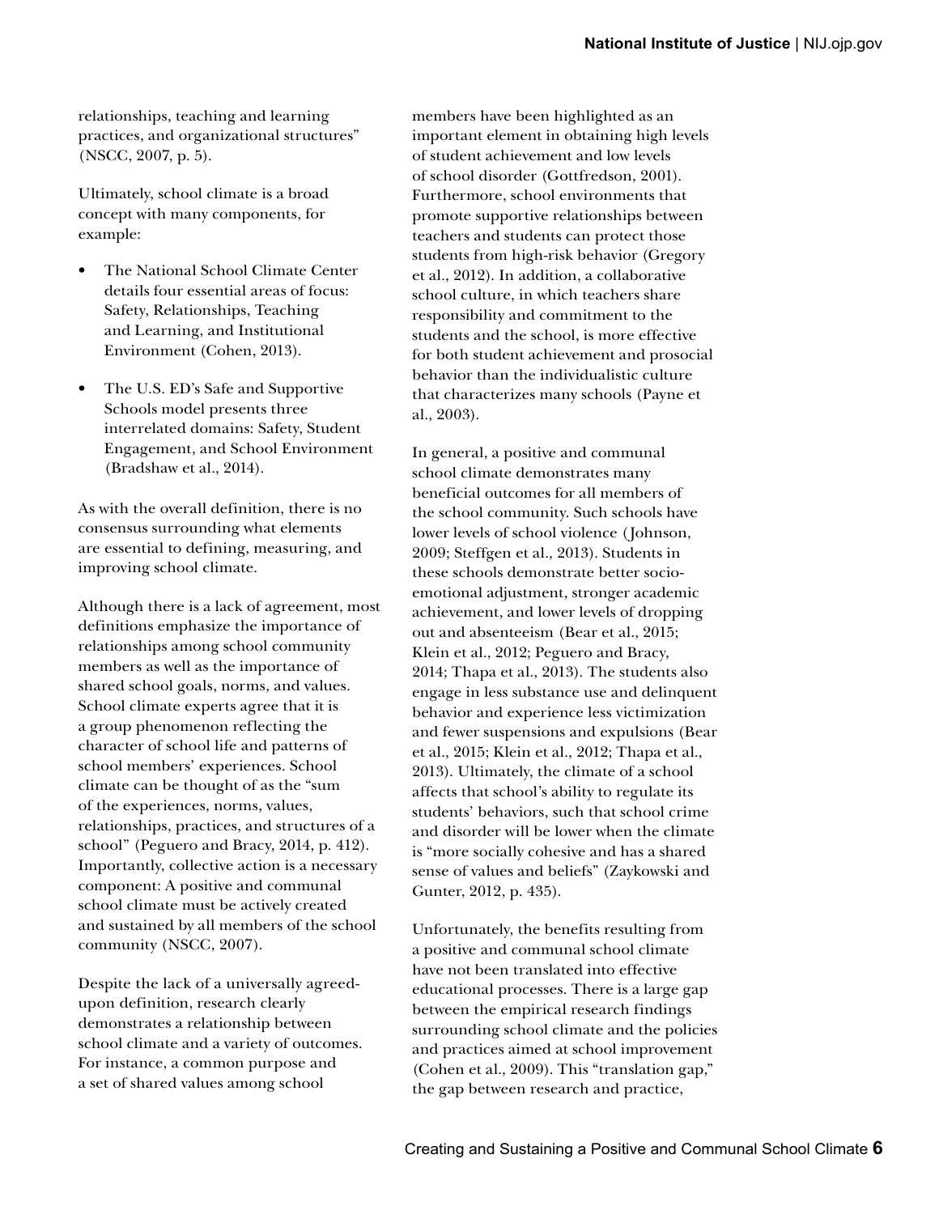relationships, teaching and learning practices, and organizational structures" (NSCC, 2007, p. 5).

Ultimately, school climate is a broad concept with many components, for example:

- The National School Climate Center details four essential areas of focus: Safety, Relationships, Teaching and Learning, and Institutional Environment (Cohen, 2013).
- The U.S. ED's Safe and Supportive Schools model presents three interrelated domains: Safety, Student Engagement, and School Environment (Bradshaw et al., 2014).

As with the overall definition, there is no consensus surrounding what elements are essential to defining, measuring, and improving school climate.

Although there is a lack of agreement, most definitions emphasize the importance of relationships among school community members as well as the importance of shared school goals, norms, and values. School climate experts agree that it is a group phenomenon reflecting the character of school life and patterns of school members' experiences. School climate can be thought of as the "sum of the experiences, norms, values, relationships, practices, and structures of a school" (Peguero and Bracy, 2014, p. 412). Importantly, collective action is a necessary component: A positive and communal school climate must be actively created and sustained by all members of the school community (NSCC, 2007).

Despite the lack of a universally agreed-upon definition, research clearly demonstrates a relationship between school climate and a variety of outcomes. For instance, a common purpose and a set of shared values among school members have been highlighted as an important element in obtaining high levels of student achievement and low levels of school disorder (Gottfredson, 2001). Furthermore, school environments that promote supportive relationships between teachers and students can protect those students from high-risk behavior (Gregory et al., 2012). In addition, a collaborative school culture, in which teachers share responsibility and commitment to the students and the school, is more effective for both student achievement and prosocial behavior than the individualistic culture that characterizes many schools (Payne et al., 2003).

In general, a positive and communal school climate demonstrates many beneficial outcomes for all members of the school community. Such schools have lower levels of school violence (Johnson, 2009; Steffgen et al., 2013). Students in these schools demonstrate better socio-emotional adjustment, stronger academic achievement, and lower levels of dropping out and absenteeism (Bear et al., 2015; Klein et al., 2012; Peguero and Bracy, 2014; Thapa et al., 2013). The students also engage in less substance use and delinquent behavior and experience less victimization and fewer suspensions and expulsions (Bear et al., 2015; Klein et al., 2012; Thapa et al., 2013). Ultimately, the climate of a school affects that school's ability to regulate its students' behaviors, such that school crime and disorder will be lower when the climate is "more socially cohesive and has a shared sense of values and beliefs" (Zaykowski and Gunter, 2012, p. 435).

Unfortunately, the benefits resulting from a positive and communal school climate have not been translated into effective educational processes. There is a large gap between the empirical research findings surrounding school climate and the policies and practices aimed at school improvement (Cohen et al., 2009). This "translation gap," the gap between research and practice,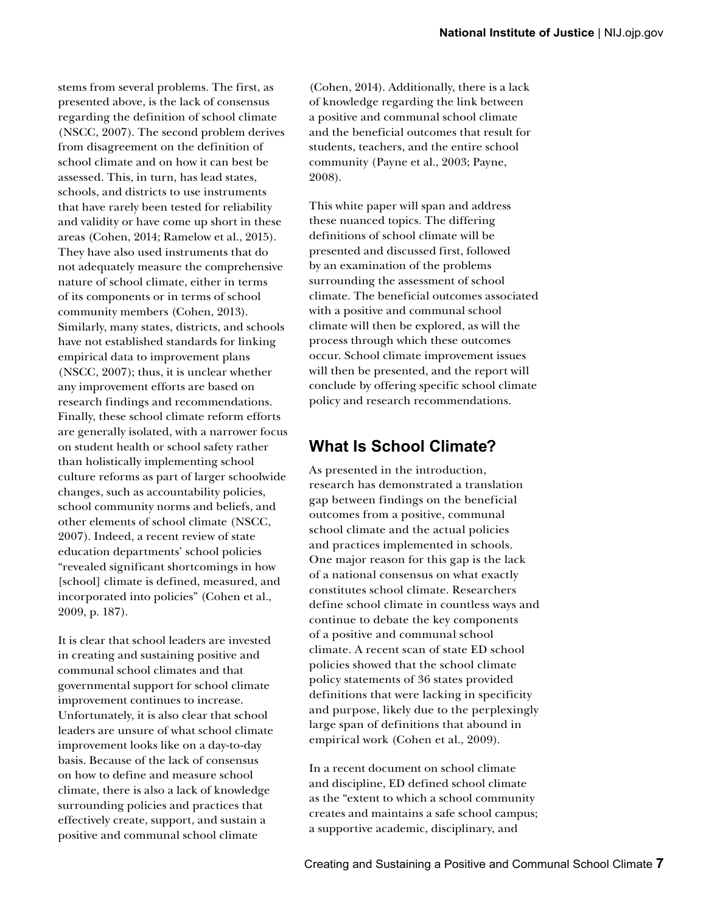stems from several problems. The first, as presented above, is the lack of consensus regarding the definition of school climate (NSCC, 2007). The second problem derives from disagreement on the definition of school climate and on how it can best be assessed. This, in turn, has lead states, schools, and districts to use instruments that have rarely been tested for reliability and validity or have come up short in these areas (Cohen, 2014; Ramelow et al., 2015). They have also used instruments that do not adequately measure the comprehensive nature of school climate, either in terms of its components or in terms of school community members (Cohen, 2013). Similarly, many states, districts, and schools have not established standards for linking empirical data to improvement plans (NSCC, 2007); thus, it is unclear whether any improvement efforts are based on research findings and recommendations. Finally, these school climate reform efforts are generally isolated, with a narrower focus on student health or school safety rather than holistically implementing school culture reforms as part of larger schoolwide changes, such as accountability policies, school community norms and beliefs, and other elements of school climate (NSCC, 2007). Indeed, a recent review of state education departments' school policies "revealed significant shortcomings in how [school] climate is defined, measured, and incorporated into policies" (Cohen et al., 2009, p. 187).

It is clear that school leaders are invested in creating and sustaining positive and communal school climates and that governmental support for school climate improvement continues to increase. Unfortunately, it is also clear that school leaders are unsure of what school climate improvement looks like on a day-to-day basis. Because of the lack of consensus on how to define and measure school climate, there is also a lack of knowledge surrounding policies and practices that effectively create, support, and sustain a positive and communal school climate (Cohen, 2014). Additionally, there is a lack of knowledge regarding the link between a positive and communal school climate and the beneficial outcomes that result for students, teachers, and the entire school community (Payne et al., 2003; Payne, 2008).

This white paper will span and address these nuanced topics. The differing definitions of school climate will be presented and discussed first, followed by an examination of the problems surrounding the assessment of school climate. The beneficial outcomes associated with a positive and communal school climate will then be explored, as will the process through which these outcomes occur. School climate improvement issues will then be presented, and the report will conclude by offering specific school climate policy and research recommendations.

## What Is School Climate?

As presented in the introduction, research has demonstrated a translation gap between findings on the beneficial outcomes from a positive, communal school climate and the actual policies and practices implemented in schools. One major reason for this gap is the lack of a national consensus on what exactly constitutes school climate. Researchers define school climate in countless ways and continue to debate the key components of a positive and communal school climate. A recent scan of state ED school policies showed that the school climate policy statements of 36 states provided definitions that were lacking in specificity and purpose, likely due to the perplexingly large span of definitions that abound in empirical work (Cohen et al., 2009).

In a recent document on school climate and discipline, ED defined school climate as the "extent to which a school community creates and maintains a safe school campus; a supportive academic, disciplinary, and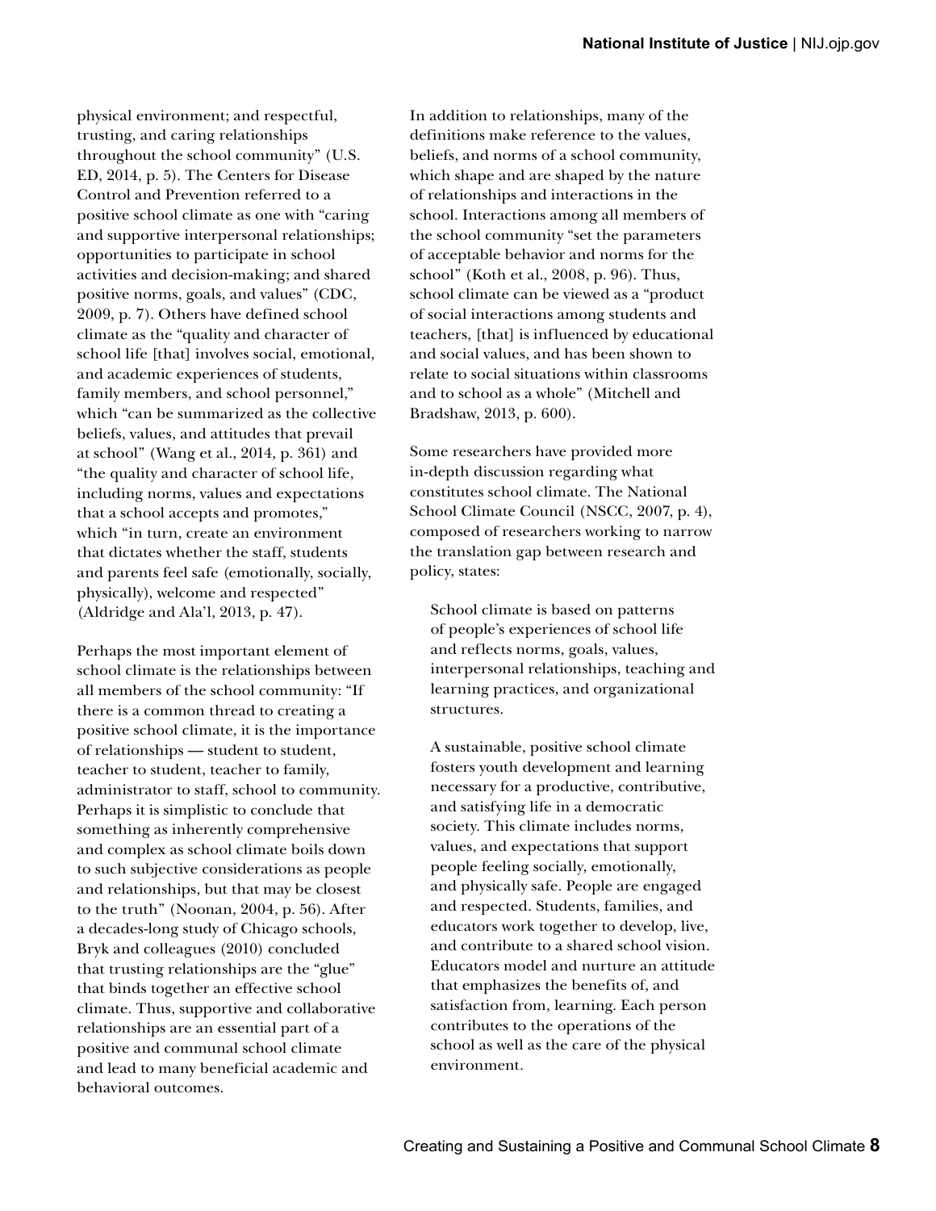physical environment; and respectful, trusting, and caring relationships throughout the school community" (U.S. ED, 2014, p. 5). The Centers for Disease Control and Prevention referred to a positive school climate as one with "caring and supportive interpersonal relationships; opportunities to participate in school activities and decision-making; and shared positive norms, goals, and values" (CDC, 2009, p. 7). Others have defined school climate as the "quality and character of school life [that] involves social, emotional, and academic experiences of students, family members, and school personnel," which "can be summarized as the collective beliefs, values, and attitudes that prevail at school" (Wang et al., 2014, p. 361) and "the quality and character of school life, including norms, values and expectations that a school accepts and promotes," which "in turn, create an environment that dictates whether the staff, students and parents feel safe (emotionally, socially, physically), welcome and respected" (Aldridge and Ala'l, 2013, p. 47).

Perhaps the most important element of school climate is the relationships between all members of the school community: "If there is a common thread to creating a positive school climate, it is the importance of relationships — student to student, teacher to student, teacher to family, administrator to staff, school to community. Perhaps it is simplistic to conclude that something as inherently comprehensive and complex as school climate boils down to such subjective considerations as people and relationships, but that may be closest to the truth" (Noonan, 2004, p. 56). After a decades-long study of Chicago schools, Bryk and colleagues (2010) concluded that trusting relationships are the "glue" that binds together an effective school climate. Thus, supportive and collaborative relationships are an essential part of a positive and communal school climate and lead to many beneficial academic and behavioral outcomes.

In addition to relationships, many of the definitions make reference to the values, beliefs, and norms of a school community, which shape and are shaped by the nature of relationships and interactions in the school. Interactions among all members of the school community "set the parameters of acceptable behavior and norms for the school" (Koth et al., 2008, p. 96). Thus, school climate can be viewed as a "product of social interactions among students and teachers, [that] is influenced by educational and social values, and has been shown to relate to social situations within classrooms and to school as a whole" (Mitchell and Bradshaw, 2013, p. 600).

Some researchers have provided more in-depth discussion regarding what constitutes school climate. The National School Climate Council (NSCC, 2007, p. 4), composed of researchers working to narrow the translation gap between research and policy, states:

> School climate is based on patterns of people's experiences of school life and reflects norms, goals, values, interpersonal relationships, teaching and learning practices, and organizational structures.
>
> A sustainable, positive school climate fosters youth development and learning necessary for a productive, contributive, and satisfying life in a democratic society. This climate includes norms, values, and expectations that support people feeling socially, emotionally, and physically safe. People are engaged and respected. Students, families, and educators work together to develop, live, and contribute to a shared school vision. Educators model and nurture an attitude that emphasizes the benefits of, and satisfaction from, learning. Each person contributes to the operations of the school as well as the care of the physical environment.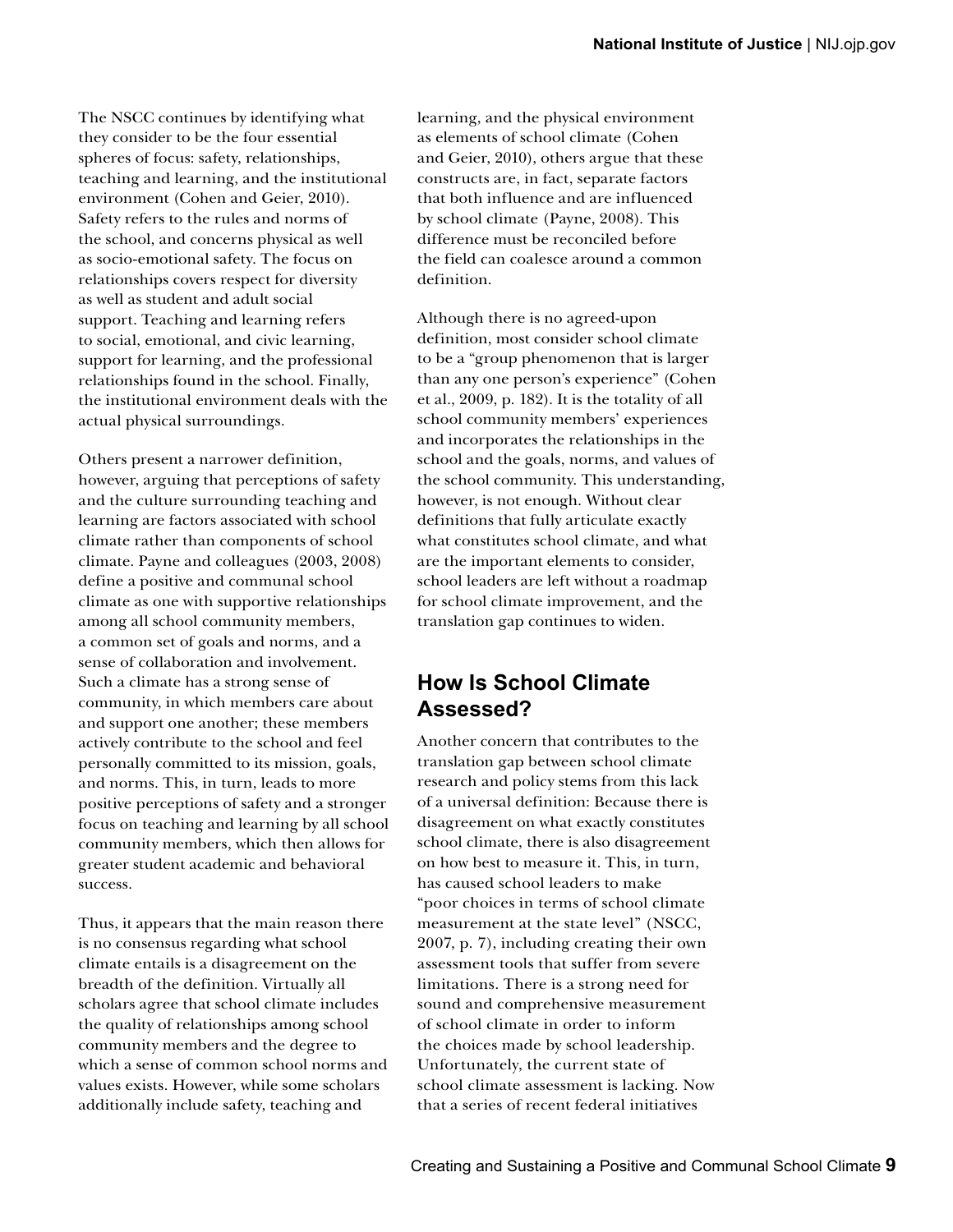The NSCC continues by identifying what they consider to be the four essential spheres of focus: safety, relationships, teaching and learning, and the institutional environment (Cohen and Geier, 2010). Safety refers to the rules and norms of the school, and concerns physical as well as socio-emotional safety. The focus on relationships covers respect for diversity as well as student and adult social support. Teaching and learning refers to social, emotional, and civic learning, support for learning, and the professional relationships found in the school. Finally, the institutional environment deals with the actual physical surroundings.

Others present a narrower definition, however, arguing that perceptions of safety and the culture surrounding teaching and learning are factors associated with school climate rather than components of school climate. Payne and colleagues (2003, 2008) define a positive and communal school climate as one with supportive relationships among all school community members, a common set of goals and norms, and a sense of collaboration and involvement. Such a climate has a strong sense of community, in which members care about and support one another; these members actively contribute to the school and feel personally committed to its mission, goals, and norms. This, in turn, leads to more positive perceptions of safety and a stronger focus on teaching and learning by all school community members, which then allows for greater student academic and behavioral success.

Thus, it appears that the main reason there is no consensus regarding what school climate entails is a disagreement on the breadth of the definition. Virtually all scholars agree that school climate includes the quality of relationships among school community members and the degree to which a sense of common school norms and values exists. However, while some scholars additionally include safety, teaching and learning, and the physical environment as elements of school climate (Cohen and Geier, 2010), others argue that these constructs are, in fact, separate factors that both influence and are influenced by school climate (Payne, 2008). This difference must be reconciled before the field can coalesce around a common definition.

Although there is no agreed-upon definition, most consider school climate to be a "group phenomenon that is larger than any one person's experience" (Cohen et al., 2009, p. 182). It is the totality of all school community members' experiences and incorporates the relationships in the school and the goals, norms, and values of the school community. This understanding, however, is not enough. Without clear definitions that fully articulate exactly what constitutes school climate, and what are the important elements to consider, school leaders are left without a roadmap for school climate improvement, and the translation gap continues to widen.

## How Is School Climate Assessed?

Another concern that contributes to the translation gap between school climate research and policy stems from this lack of a universal definition: Because there is disagreement on what exactly constitutes school climate, there is also disagreement on how best to measure it. This, in turn, has caused school leaders to make "poor choices in terms of school climate measurement at the state level" (NSCC, 2007, p. 7), including creating their own assessment tools that suffer from severe limitations. There is a strong need for sound and comprehensive measurement of school climate in order to inform the choices made by school leadership. Unfortunately, the current state of school climate assessment is lacking. Now that a series of recent federal initiatives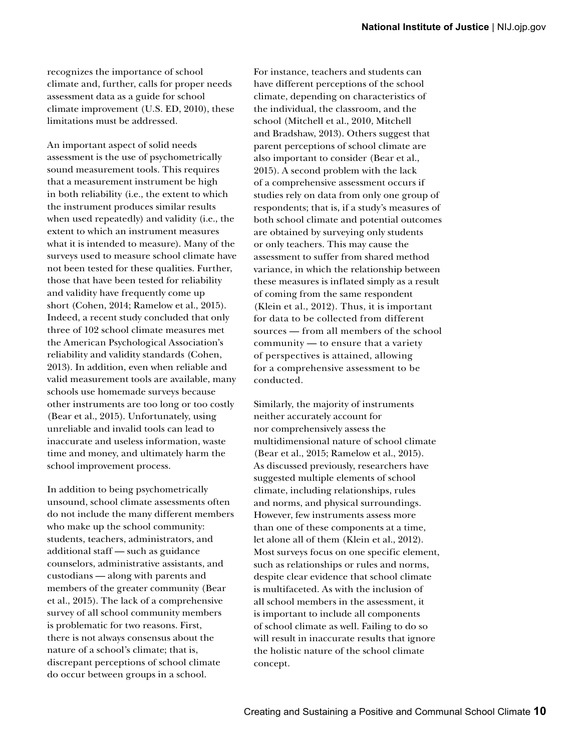recognizes the importance of school climate and, further, calls for proper needs assessment data as a guide for school climate improvement (U.S. ED, 2010), these limitations must be addressed.

An important aspect of solid needs assessment is the use of psychometrically sound measurement tools. This requires that a measurement instrument be high in both reliability (i.e., the extent to which the instrument produces similar results when used repeatedly) and validity (i.e., the extent to which an instrument measures what it is intended to measure). Many of the surveys used to measure school climate have not been tested for these qualities. Further, those that have been tested for reliability and validity have frequently come up short (Cohen, 2014; Ramelow et al., 2015). Indeed, a recent study concluded that only three of 102 school climate measures met the American Psychological Association's reliability and validity standards (Cohen, 2013). In addition, even when reliable and valid measurement tools are available, many schools use homemade surveys because other instruments are too long or too costly (Bear et al., 2015). Unfortunately, using unreliable and invalid tools can lead to inaccurate and useless information, waste time and money, and ultimately harm the school improvement process.

In addition to being psychometrically unsound, school climate assessments often do not include the many different members who make up the school community: students, teachers, administrators, and additional staff — such as guidance counselors, administrative assistants, and custodians — along with parents and members of the greater community (Bear et al., 2015). The lack of a comprehensive survey of all school community members is problematic for two reasons. First, there is not always consensus about the nature of a school's climate; that is, discrepant perceptions of school climate do occur between groups in a school. For instance, teachers and students can have different perceptions of the school climate, depending on characteristics of the individual, the classroom, and the school (Mitchell et al., 2010, Mitchell and Bradshaw, 2013). Others suggest that parent perceptions of school climate are also important to consider (Bear et al., 2015). A second problem with the lack of a comprehensive assessment occurs if studies rely on data from only one group of respondents; that is, if a study's measures of both school climate and potential outcomes are obtained by surveying only students or only teachers. This may cause the assessment to suffer from shared method variance, in which the relationship between these measures is inflated simply as a result of coming from the same respondent (Klein et al., 2012). Thus, it is important for data to be collected from different sources — from all members of the school community — to ensure that a variety of perspectives is attained, allowing for a comprehensive assessment to be conducted.

Similarly, the majority of instruments neither accurately account for nor comprehensively assess the multidimensional nature of school climate (Bear et al., 2015; Ramelow et al., 2015). As discussed previously, researchers have suggested multiple elements of school climate, including relationships, rules and norms, and physical surroundings. However, few instruments assess more than one of these components at a time, let alone all of them (Klein et al., 2012). Most surveys focus on one specific element, such as relationships or rules and norms, despite clear evidence that school climate is multifaceted. As with the inclusion of all school members in the assessment, it is important to include all components of school climate as well. Failing to do so will result in inaccurate results that ignore the holistic nature of the school climate concept.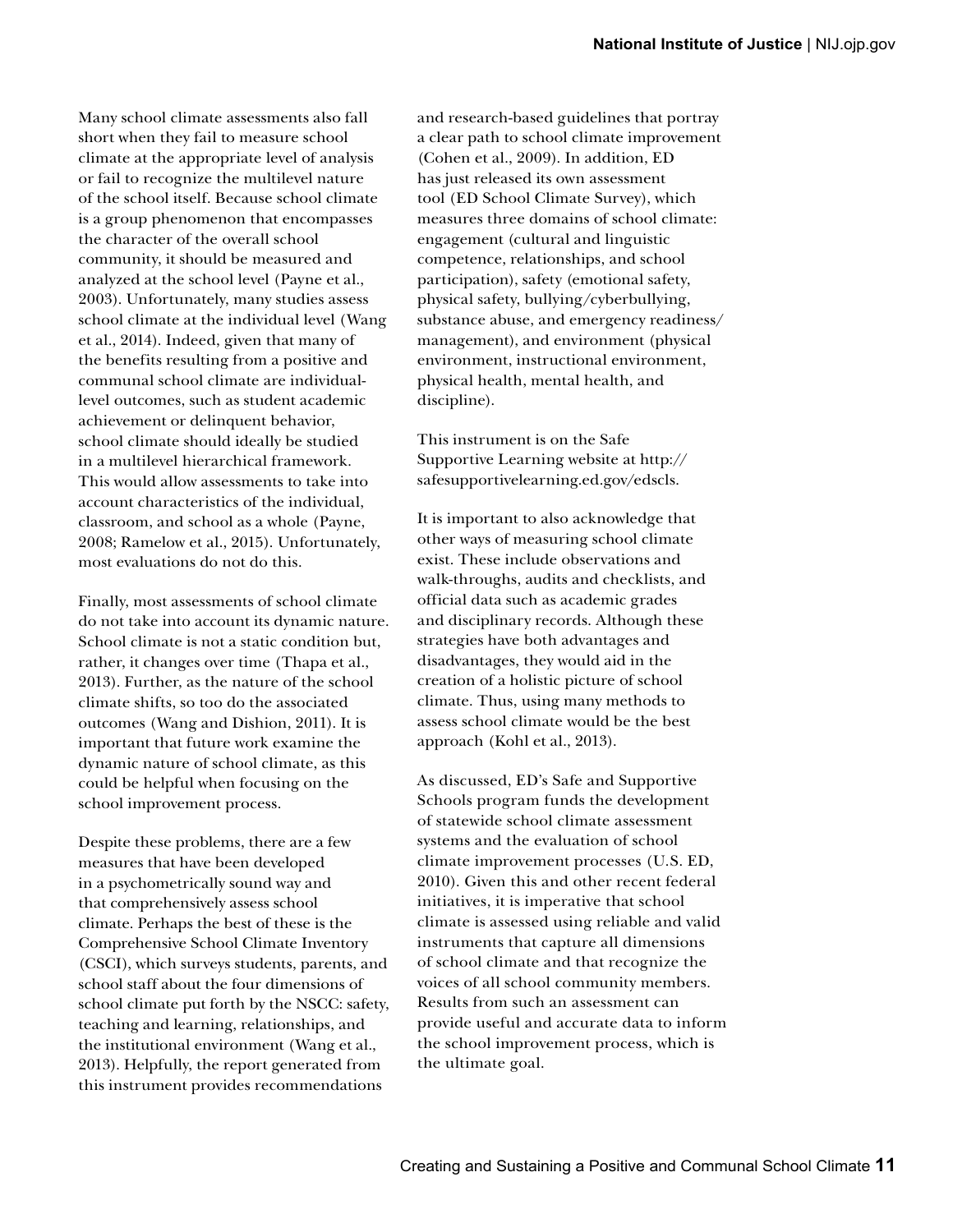Many school climate assessments also fall short when they fail to measure school climate at the appropriate level of analysis or fail to recognize the multilevel nature of the school itself. Because school climate is a group phenomenon that encompasses the character of the overall school community, it should be measured and analyzed at the school level (Payne et al., 2003). Unfortunately, many studies assess school climate at the individual level (Wang et al., 2014). Indeed, given that many of the benefits resulting from a positive and communal school climate are individual-level outcomes, such as student academic achievement or delinquent behavior, school climate should ideally be studied in a multilevel hierarchical framework. This would allow assessments to take into account characteristics of the individual, classroom, and school as a whole (Payne, 2008; Ramelow et al., 2015). Unfortunately, most evaluations do not do this.

Finally, most assessments of school climate do not take into account its dynamic nature. School climate is not a static condition but, rather, it changes over time (Thapa et al., 2013). Further, as the nature of the school climate shifts, so too do the associated outcomes (Wang and Dishion, 2011). It is important that future work examine the dynamic nature of school climate, as this could be helpful when focusing on the school improvement process.

Despite these problems, there are a few measures that have been developed in a psychometrically sound way and that comprehensively assess school climate. Perhaps the best of these is the Comprehensive School Climate Inventory (CSCI), which surveys students, parents, and school staff about the four dimensions of school climate put forth by the NSCC: safety, teaching and learning, relationships, and the institutional environment (Wang et al., 2013). Helpfully, the report generated from this instrument provides recommendations and research-based guidelines that portray a clear path to school climate improvement (Cohen et al., 2009). In addition, ED has just released its own assessment tool (ED School Climate Survey), which measures three domains of school climate: engagement (cultural and linguistic competence, relationships, and school participation), safety (emotional safety, physical safety, bullying/cyberbullying, substance abuse, and emergency readiness/management), and environment (physical environment, instructional environment, physical health, mental health, and discipline).

This instrument is on the Safe Supportive Learning website at http://safesupportivelearning.ed.gov/edscls.

It is important to also acknowledge that other ways of measuring school climate exist. These include observations and walk-throughs, audits and checklists, and official data such as academic grades and disciplinary records. Although these strategies have both advantages and disadvantages, they would aid in the creation of a holistic picture of school climate. Thus, using many methods to assess school climate would be the best approach (Kohl et al., 2013).

As discussed, ED's Safe and Supportive Schools program funds the development of statewide school climate assessment systems and the evaluation of school climate improvement processes (U.S. ED, 2010). Given this and other recent federal initiatives, it is imperative that school climate is assessed using reliable and valid instruments that capture all dimensions of school climate and that recognize the voices of all school community members. Results from such an assessment can provide useful and accurate data to inform the school improvement process, which is the ultimate goal.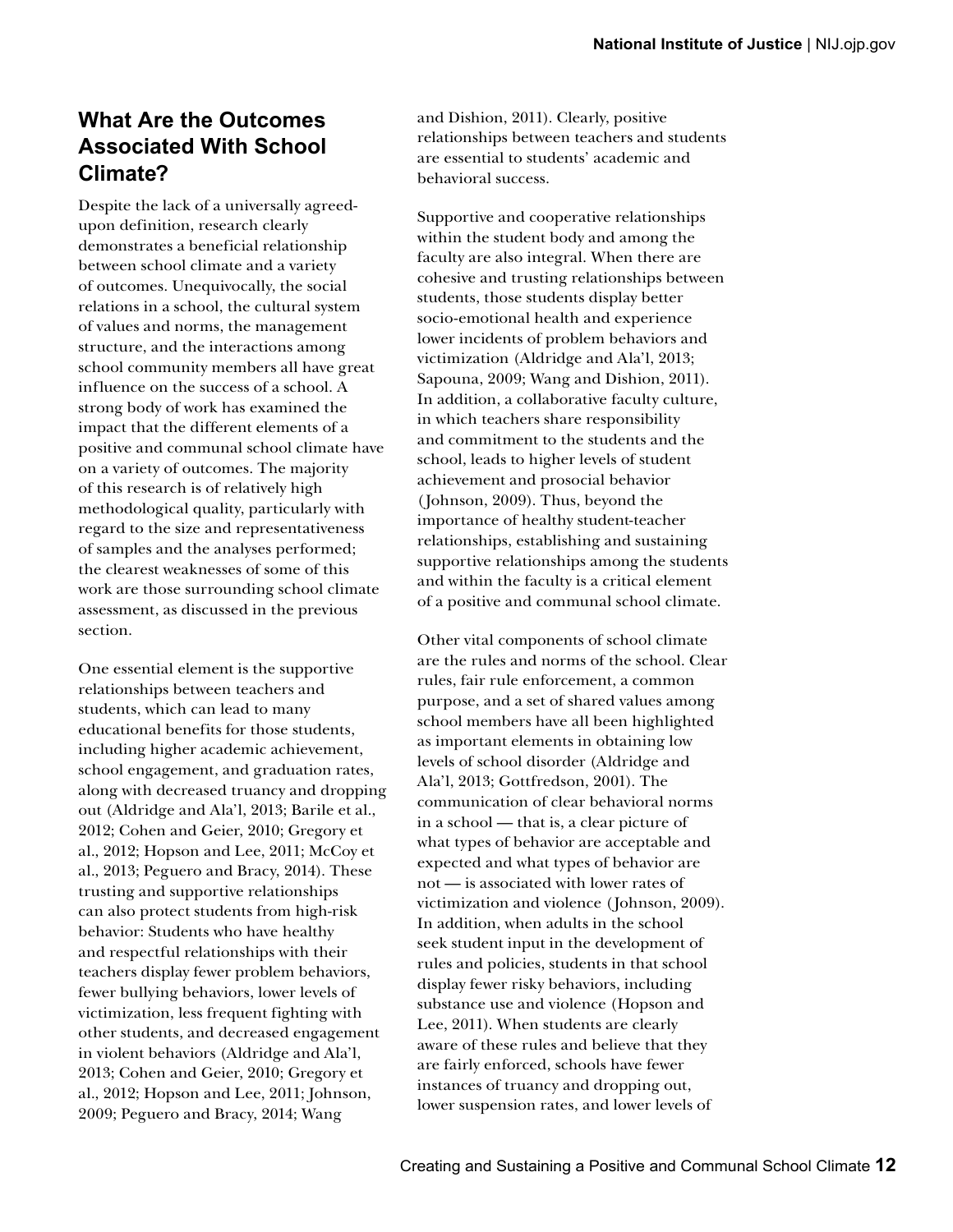## What Are the Outcomes Associated With School Climate?

Despite the lack of a universally agreed-upon definition, research clearly demonstrates a beneficial relationship between school climate and a variety of outcomes. Unequivocally, the social relations in a school, the cultural system of values and norms, the management structure, and the interactions among school community members all have great influence on the success of a school. A strong body of work has examined the impact that the different elements of a positive and communal school climate have on a variety of outcomes. The majority of this research is of relatively high methodological quality, particularly with regard to the size and representativeness of samples and the analyses performed; the clearest weaknesses of some of this work are those surrounding school climate assessment, as discussed in the previous section.

One essential element is the supportive relationships between teachers and students, which can lead to many educational benefits for those students, including higher academic achievement, school engagement, and graduation rates, along with decreased truancy and dropping out (Aldridge and Ala'l, 2013; Barile et al., 2012; Cohen and Geier, 2010; Gregory et al., 2012; Hopson and Lee, 2011; McCoy et al., 2013; Peguero and Bracy, 2014). These trusting and supportive relationships can also protect students from high-risk behavior: Students who have healthy and respectful relationships with their teachers display fewer problem behaviors, fewer bullying behaviors, lower levels of victimization, less frequent fighting with other students, and decreased engagement in violent behaviors (Aldridge and Ala'l, 2013; Cohen and Geier, 2010; Gregory et al., 2012; Hopson and Lee, 2011; Johnson, 2009; Peguero and Bracy, 2014; Wang and Dishion, 2011). Clearly, positive relationships between teachers and students are essential to students' academic and behavioral success.

Supportive and cooperative relationships within the student body and among the faculty are also integral. When there are cohesive and trusting relationships between students, those students display better socio-emotional health and experience lower incidents of problem behaviors and victimization (Aldridge and Ala'l, 2013; Sapouna, 2009; Wang and Dishion, 2011). In addition, a collaborative faculty culture, in which teachers share responsibility and commitment to the students and the school, leads to higher levels of student achievement and prosocial behavior (Johnson, 2009). Thus, beyond the importance of healthy student-teacher relationships, establishing and sustaining supportive relationships among the students and within the faculty is a critical element of a positive and communal school climate.

Other vital components of school climate are the rules and norms of the school. Clear rules, fair rule enforcement, a common purpose, and a set of shared values among school members have all been highlighted as important elements in obtaining low levels of school disorder (Aldridge and Ala'l, 2013; Gottfredson, 2001). The communication of clear behavioral norms in a school — that is, a clear picture of what types of behavior are acceptable and expected and what types of behavior are not — is associated with lower rates of victimization and violence (Johnson, 2009). In addition, when adults in the school seek student input in the development of rules and policies, students in that school display fewer risky behaviors, including substance use and violence (Hopson and Lee, 2011). When students are clearly aware of these rules and believe that they are fairly enforced, schools have fewer instances of truancy and dropping out, lower suspension rates, and lower levels of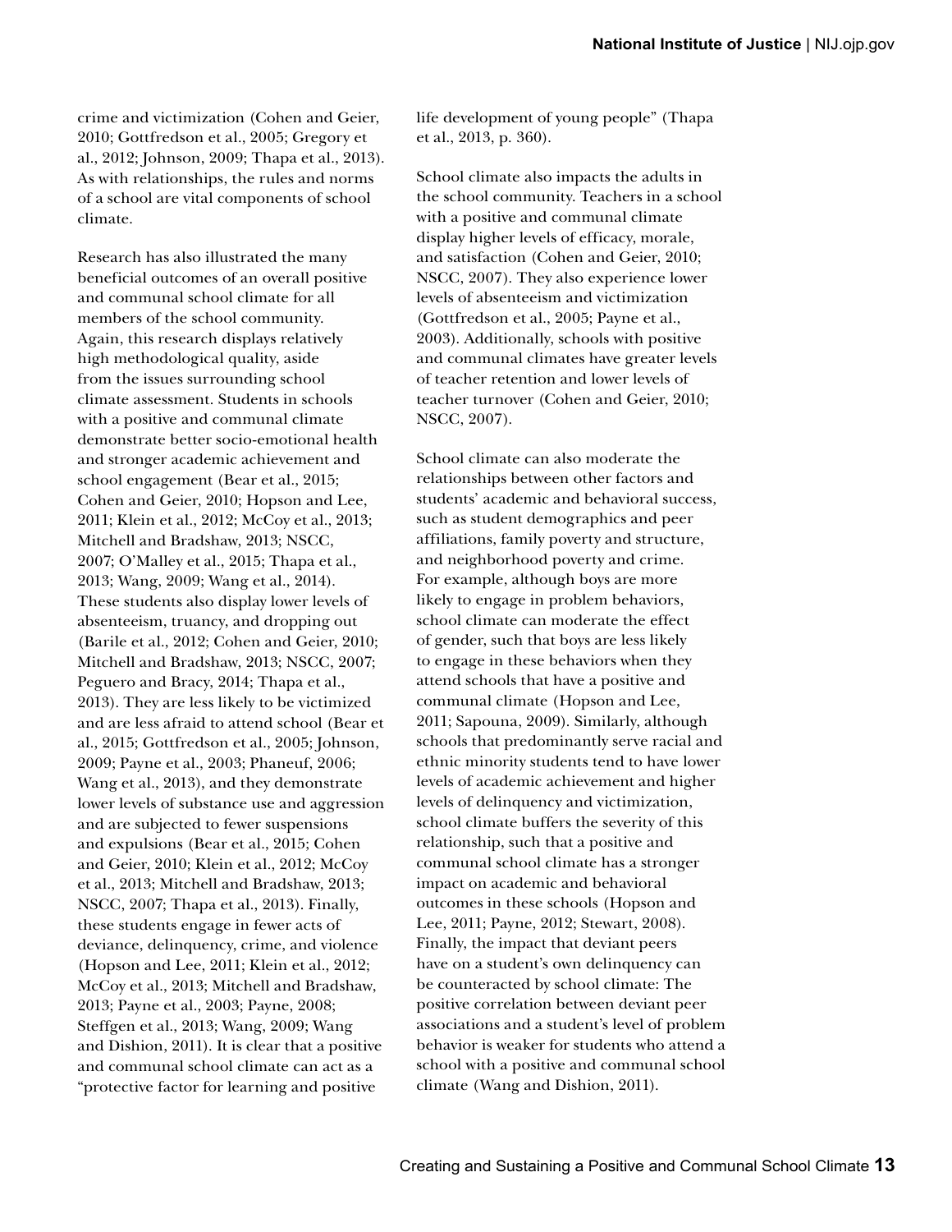crime and victimization (Cohen and Geier, 2010; Gottfredson et al., 2005; Gregory et al., 2012; Johnson, 2009; Thapa et al., 2013). As with relationships, the rules and norms of a school are vital components of school climate.

Research has also illustrated the many beneficial outcomes of an overall positive and communal school climate for all members of the school community. Again, this research displays relatively high methodological quality, aside from the issues surrounding school climate assessment. Students in schools with a positive and communal climate demonstrate better socio-emotional health and stronger academic achievement and school engagement (Bear et al., 2015; Cohen and Geier, 2010; Hopson and Lee, 2011; Klein et al., 2012; McCoy et al., 2013; Mitchell and Bradshaw, 2013; NSCC, 2007; O'Malley et al., 2015; Thapa et al., 2013; Wang, 2009; Wang et al., 2014). These students also display lower levels of absenteeism, truancy, and dropping out (Barile et al., 2012; Cohen and Geier, 2010; Mitchell and Bradshaw, 2013; NSCC, 2007; Peguero and Bracy, 2014; Thapa et al., 2013). They are less likely to be victimized and are less afraid to attend school (Bear et al., 2015; Gottfredson et al., 2005; Johnson, 2009; Payne et al., 2003; Phaneuf, 2006; Wang et al., 2013), and they demonstrate lower levels of substance use and aggression and are subjected to fewer suspensions and expulsions (Bear et al., 2015; Cohen and Geier, 2010; Klein et al., 2012; McCoy et al., 2013; Mitchell and Bradshaw, 2013; NSCC, 2007; Thapa et al., 2013). Finally, these students engage in fewer acts of deviance, delinquency, crime, and violence (Hopson and Lee, 2011; Klein et al., 2012; McCoy et al., 2013; Mitchell and Bradshaw, 2013; Payne et al., 2003; Payne, 2008; Steffgen et al., 2013; Wang, 2009; Wang and Dishion, 2011). It is clear that a positive and communal school climate can act as a "protective factor for learning and positive life development of young people" (Thapa et al., 2013, p. 360).

School climate also impacts the adults in the school community. Teachers in a school with a positive and communal climate display higher levels of efficacy, morale, and satisfaction (Cohen and Geier, 2010; NSCC, 2007). They also experience lower levels of absenteeism and victimization (Gottfredson et al., 2005; Payne et al., 2003). Additionally, schools with positive and communal climates have greater levels of teacher retention and lower levels of teacher turnover (Cohen and Geier, 2010; NSCC, 2007).

School climate can also moderate the relationships between other factors and students' academic and behavioral success, such as student demographics and peer affiliations, family poverty and structure, and neighborhood poverty and crime. For example, although boys are more likely to engage in problem behaviors, school climate can moderate the effect of gender, such that boys are less likely to engage in these behaviors when they attend schools that have a positive and communal climate (Hopson and Lee, 2011; Sapouna, 2009). Similarly, although schools that predominantly serve racial and ethnic minority students tend to have lower levels of academic achievement and higher levels of delinquency and victimization, school climate buffers the severity of this relationship, such that a positive and communal school climate has a stronger impact on academic and behavioral outcomes in these schools (Hopson and Lee, 2011; Payne, 2012; Stewart, 2008). Finally, the impact that deviant peers have on a student's own delinquency can be counteracted by school climate: The positive correlation between deviant peer associations and a student's level of problem behavior is weaker for students who attend a school with a positive and communal school climate (Wang and Dishion, 2011).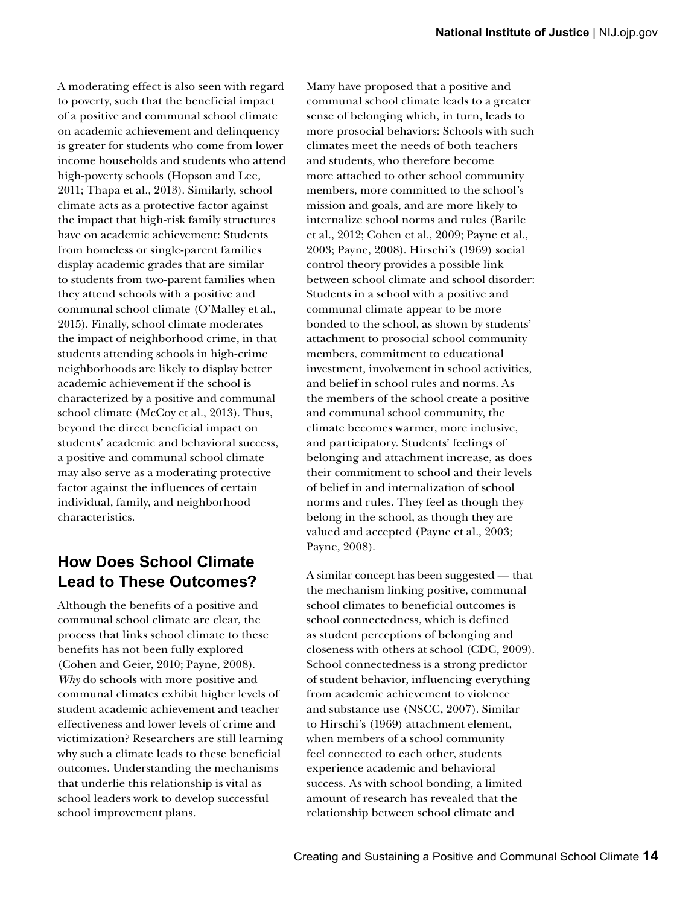A moderating effect is also seen with regard to poverty, such that the beneficial impact of a positive and communal school climate on academic achievement and delinquency is greater for students who come from lower income households and students who attend high-poverty schools (Hopson and Lee, 2011; Thapa et al., 2013). Similarly, school climate acts as a protective factor against the impact that high-risk family structures have on academic achievement: Students from homeless or single-parent families display academic grades that are similar to students from two-parent families when they attend schools with a positive and communal school climate (O'Malley et al., 2015). Finally, school climate moderates the impact of neighborhood crime, in that students attending schools in high-crime neighborhoods are likely to display better academic achievement if the school is characterized by a positive and communal school climate (McCoy et al., 2013). Thus, beyond the direct beneficial impact on students' academic and behavioral success, a positive and communal school climate may also serve as a moderating protective factor against the influences of certain individual, family, and neighborhood characteristics.

## How Does School Climate Lead to These Outcomes?

Although the benefits of a positive and communal school climate are clear, the process that links school climate to these benefits has not been fully explored (Cohen and Geier, 2010; Payne, 2008). *Why* do schools with more positive and communal climates exhibit higher levels of student academic achievement and teacher effectiveness and lower levels of crime and victimization? Researchers are still learning why such a climate leads to these beneficial outcomes. Understanding the mechanisms that underlie this relationship is vital as school leaders work to develop successful school improvement plans.

Many have proposed that a positive and communal school climate leads to a greater sense of belonging which, in turn, leads to more prosocial behaviors: Schools with such climates meet the needs of both teachers and students, who therefore become more attached to other school community members, more committed to the school's mission and goals, and are more likely to internalize school norms and rules (Barile et al., 2012; Cohen et al., 2009; Payne et al., 2003; Payne, 2008). Hirschi's (1969) social control theory provides a possible link between school climate and school disorder: Students in a school with a positive and communal climate appear to be more bonded to the school, as shown by students' attachment to prosocial school community members, commitment to educational investment, involvement in school activities, and belief in school rules and norms. As the members of the school create a positive and communal school community, the climate becomes warmer, more inclusive, and participatory. Students' feelings of belonging and attachment increase, as does their commitment to school and their levels of belief in and internalization of school norms and rules. They feel as though they belong in the school, as though they are valued and accepted (Payne et al., 2003; Payne, 2008).

A similar concept has been suggested — that the mechanism linking positive, communal school climates to beneficial outcomes is school connectedness, which is defined as student perceptions of belonging and closeness with others at school (CDC, 2009). School connectedness is a strong predictor of student behavior, influencing everything from academic achievement to violence and substance use (NSCC, 2007). Similar to Hirschi's (1969) attachment element, when members of a school community feel connected to each other, students experience academic and behavioral success. As with school bonding, a limited amount of research has revealed that the relationship between school climate and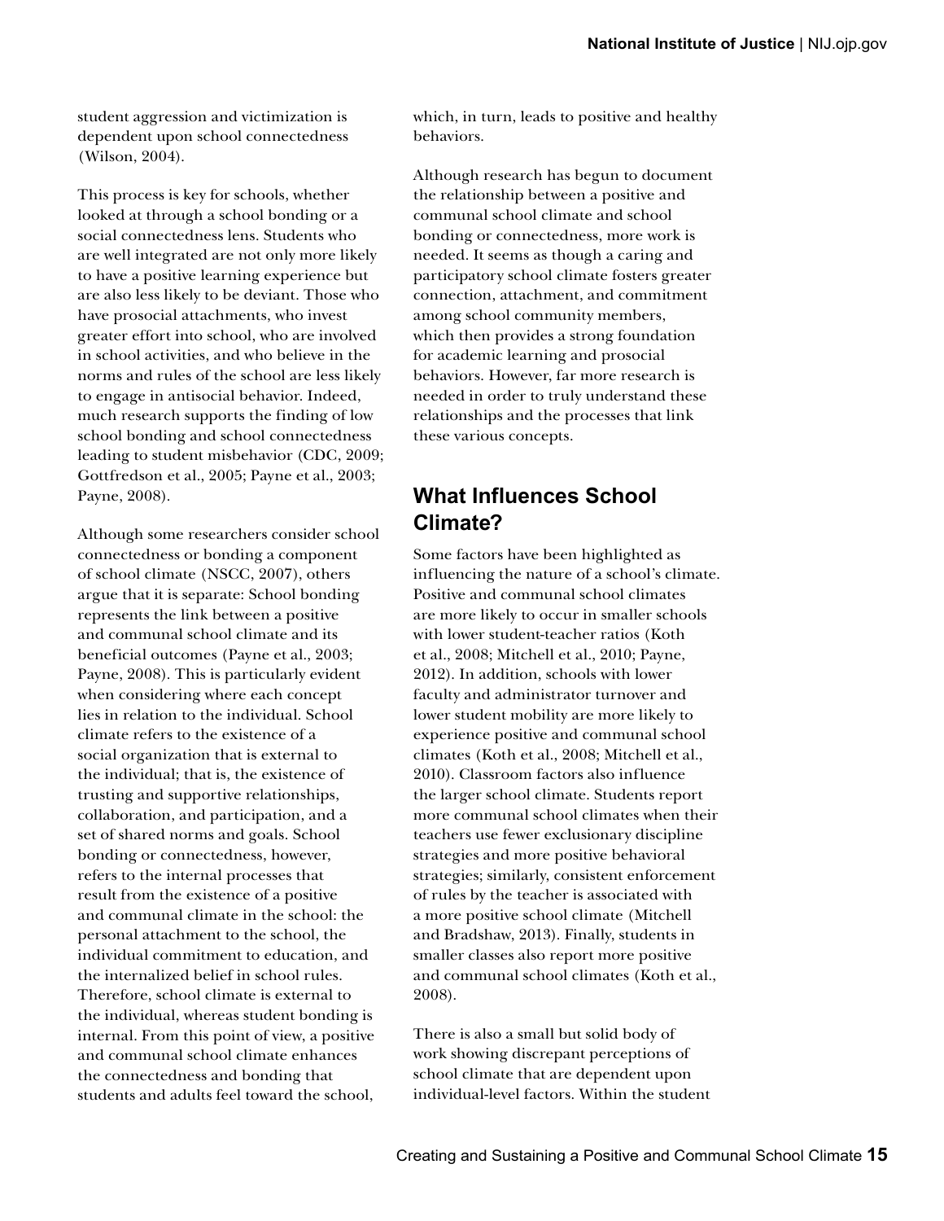student aggression and victimization is dependent upon school connectedness (Wilson, 2004).

This process is key for schools, whether looked at through a school bonding or a social connectedness lens. Students who are well integrated are not only more likely to have a positive learning experience but are also less likely to be deviant. Those who have prosocial attachments, who invest greater effort into school, who are involved in school activities, and who believe in the norms and rules of the school are less likely to engage in antisocial behavior. Indeed, much research supports the finding of low school bonding and school connectedness leading to student misbehavior (CDC, 2009; Gottfredson et al., 2005; Payne et al., 2003; Payne, 2008).

Although some researchers consider school connectedness or bonding a component of school climate (NSCC, 2007), others argue that it is separate: School bonding represents the link between a positive and communal school climate and its beneficial outcomes (Payne et al., 2003; Payne, 2008). This is particularly evident when considering where each concept lies in relation to the individual. School climate refers to the existence of a social organization that is external to the individual; that is, the existence of trusting and supportive relationships, collaboration, and participation, and a set of shared norms and goals. School bonding or connectedness, however, refers to the internal processes that result from the existence of a positive and communal climate in the school: the personal attachment to the school, the individual commitment to education, and the internalized belief in school rules. Therefore, school climate is external to the individual, whereas student bonding is internal. From this point of view, a positive and communal school climate enhances the connectedness and bonding that students and adults feel toward the school, which, in turn, leads to positive and healthy behaviors.

Although research has begun to document the relationship between a positive and communal school climate and school bonding or connectedness, more work is needed. It seems as though a caring and participatory school climate fosters greater connection, attachment, and commitment among school community members, which then provides a strong foundation for academic learning and prosocial behaviors. However, far more research is needed in order to truly understand these relationships and the processes that link these various concepts.

## What Influences School Climate?

Some factors have been highlighted as influencing the nature of a school's climate. Positive and communal school climates are more likely to occur in smaller schools with lower student-teacher ratios (Koth et al., 2008; Mitchell et al., 2010; Payne, 2012). In addition, schools with lower faculty and administrator turnover and lower student mobility are more likely to experience positive and communal school climates (Koth et al., 2008; Mitchell et al., 2010). Classroom factors also influence the larger school climate. Students report more communal school climates when their teachers use fewer exclusionary discipline strategies and more positive behavioral strategies; similarly, consistent enforcement of rules by the teacher is associated with a more positive school climate (Mitchell and Bradshaw, 2013). Finally, students in smaller classes also report more positive and communal school climates (Koth et al., 2008).

There is also a small but solid body of work showing discrepant perceptions of school climate that are dependent upon individual-level factors. Within the student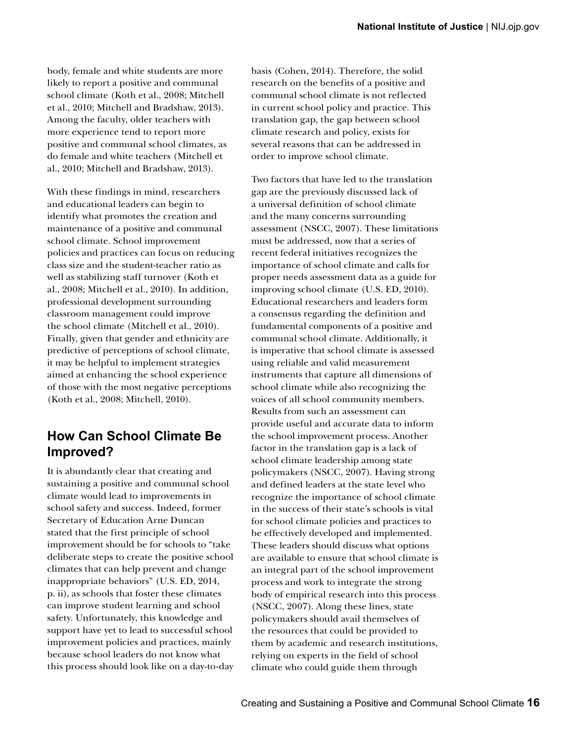body, female and white students are more likely to report a positive and communal school climate (Koth et al., 2008; Mitchell et al., 2010; Mitchell and Bradshaw, 2013). Among the faculty, older teachers with more experience tend to report more positive and communal school climates, as do female and white teachers (Mitchell et al., 2010; Mitchell and Bradshaw, 2013).

With these findings in mind, researchers and educational leaders can begin to identify what promotes the creation and maintenance of a positive and communal school climate. School improvement policies and practices can focus on reducing class size and the student-teacher ratio as well as stabilizing staff turnover (Koth et al., 2008; Mitchell et al., 2010). In addition, professional development surrounding classroom management could improve the school climate (Mitchell et al., 2010). Finally, given that gender and ethnicity are predictive of perceptions of school climate, it may be helpful to implement strategies aimed at enhancing the school experience of those with the most negative perceptions (Koth et al., 2008; Mitchell, 2010).

## How Can School Climate Be Improved?

It is abundantly clear that creating and sustaining a positive and communal school climate would lead to improvements in school safety and success. Indeed, former Secretary of Education Arne Duncan stated that the first principle of school improvement should be for schools to "take deliberate steps to create the positive school climates that can help prevent and change inappropriate behaviors" (U.S. ED, 2014, p. ii), as schools that foster these climates can improve student learning and school safety. Unfortunately, this knowledge and support have yet to lead to successful school improvement policies and practices, mainly because school leaders do not know what this process should look like on a day-to-day basis (Cohen, 2014). Therefore, the solid research on the benefits of a positive and communal school climate is not reflected in current school policy and practice. This translation gap, the gap between school climate research and policy, exists for several reasons that can be addressed in order to improve school climate.

Two factors that have led to the translation gap are the previously discussed lack of a universal definition of school climate and the many concerns surrounding assessment (NSCC, 2007). These limitations must be addressed, now that a series of recent federal initiatives recognizes the importance of school climate and calls for proper needs assessment data as a guide for improving school climate (U.S. ED, 2010). Educational researchers and leaders form a consensus regarding the definition and fundamental components of a positive and communal school climate. Additionally, it is imperative that school climate is assessed using reliable and valid measurement instruments that capture all dimensions of school climate while also recognizing the voices of all school community members. Results from such an assessment can provide useful and accurate data to inform the school improvement process. Another factor in the translation gap is a lack of school climate leadership among state policymakers (NSCC, 2007). Having strong and defined leaders at the state level who recognize the importance of school climate in the success of their state's schools is vital for school climate policies and practices to be effectively developed and implemented. These leaders should discuss what options are available to ensure that school climate is an integral part of the school improvement process and work to integrate the strong body of empirical research into this process (NSCC, 2007). Along these lines, state policymakers should avail themselves of the resources that could be provided to them by academic and research institutions, relying on experts in the field of school climate who could guide them through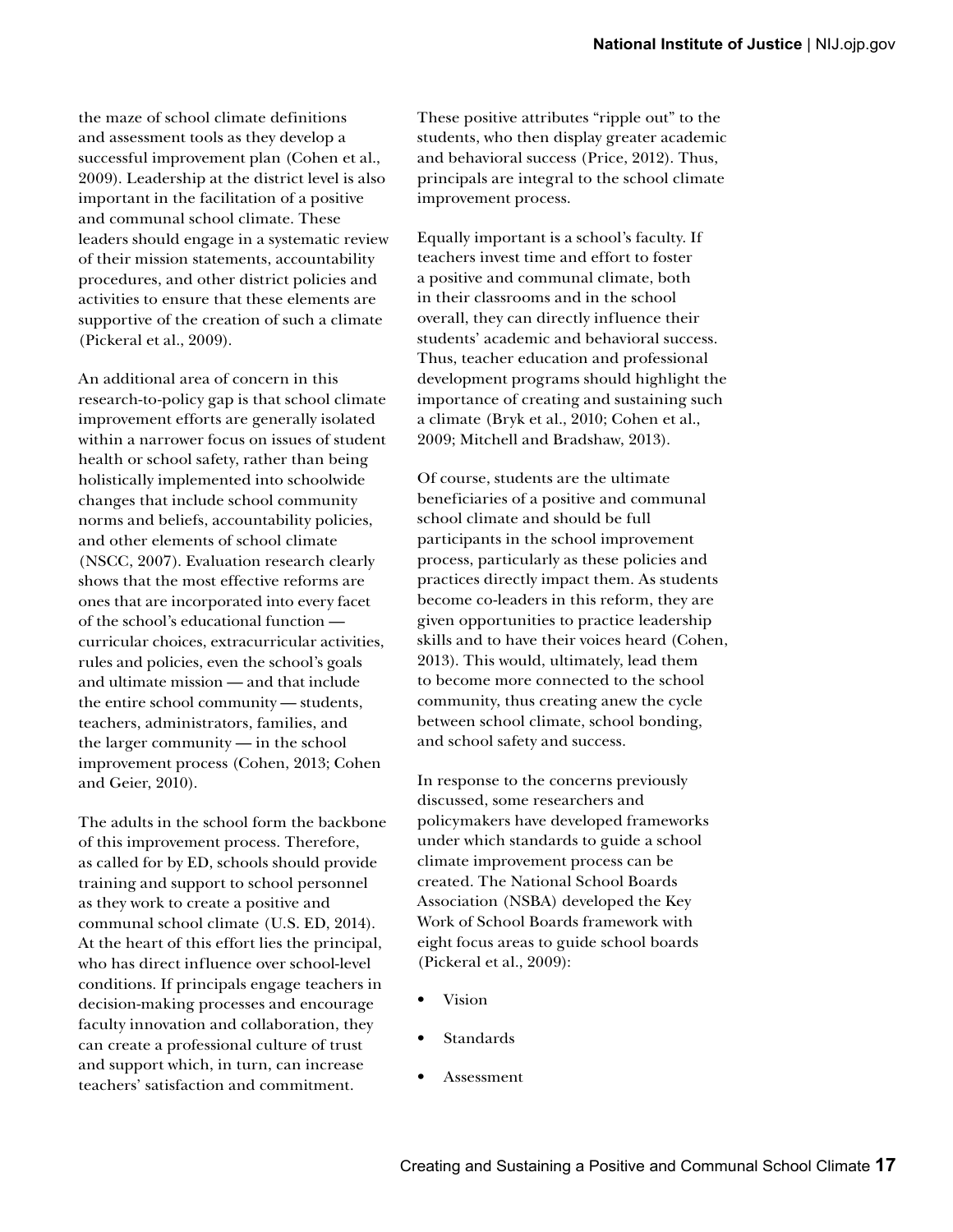the maze of school climate definitions and assessment tools as they develop a successful improvement plan (Cohen et al., 2009). Leadership at the district level is also important in the facilitation of a positive and communal school climate. These leaders should engage in a systematic review of their mission statements, accountability procedures, and other district policies and activities to ensure that these elements are supportive of the creation of such a climate (Pickeral et al., 2009).

An additional area of concern in this research-to-policy gap is that school climate improvement efforts are generally isolated within a narrower focus on issues of student health or school safety, rather than being holistically implemented into schoolwide changes that include school community norms and beliefs, accountability policies, and other elements of school climate (NSCC, 2007). Evaluation research clearly shows that the most effective reforms are ones that are incorporated into every facet of the school's educational function — curricular choices, extracurricular activities, rules and policies, even the school's goals and ultimate mission — and that include the entire school community — students, teachers, administrators, families, and the larger community — in the school improvement process (Cohen, 2013; Cohen and Geier, 2010).

The adults in the school form the backbone of this improvement process. Therefore, as called for by ED, schools should provide training and support to school personnel as they work to create a positive and communal school climate (U.S. ED, 2014). At the heart of this effort lies the principal, who has direct influence over school-level conditions. If principals engage teachers in decision-making processes and encourage faculty innovation and collaboration, they can create a professional culture of trust and support which, in turn, can increase teachers' satisfaction and commitment. These positive attributes "ripple out" to the students, who then display greater academic and behavioral success (Price, 2012). Thus, principals are integral to the school climate improvement process.

Equally important is a school's faculty. If teachers invest time and effort to foster a positive and communal climate, both in their classrooms and in the school overall, they can directly influence their students' academic and behavioral success. Thus, teacher education and professional development programs should highlight the importance of creating and sustaining such a climate (Bryk et al., 2010; Cohen et al., 2009; Mitchell and Bradshaw, 2013).

Of course, students are the ultimate beneficiaries of a positive and communal school climate and should be full participants in the school improvement process, particularly as these policies and practices directly impact them. As students become co-leaders in this reform, they are given opportunities to practice leadership skills and to have their voices heard (Cohen, 2013). This would, ultimately, lead them to become more connected to the school community, thus creating anew the cycle between school climate, school bonding, and school safety and success.

In response to the concerns previously discussed, some researchers and policymakers have developed frameworks under which standards to guide a school climate improvement process can be created. The National School Boards Association (NSBA) developed the Key Work of School Boards framework with eight focus areas to guide school boards (Pickeral et al., 2009):

- Vision
- Standards
- Assessment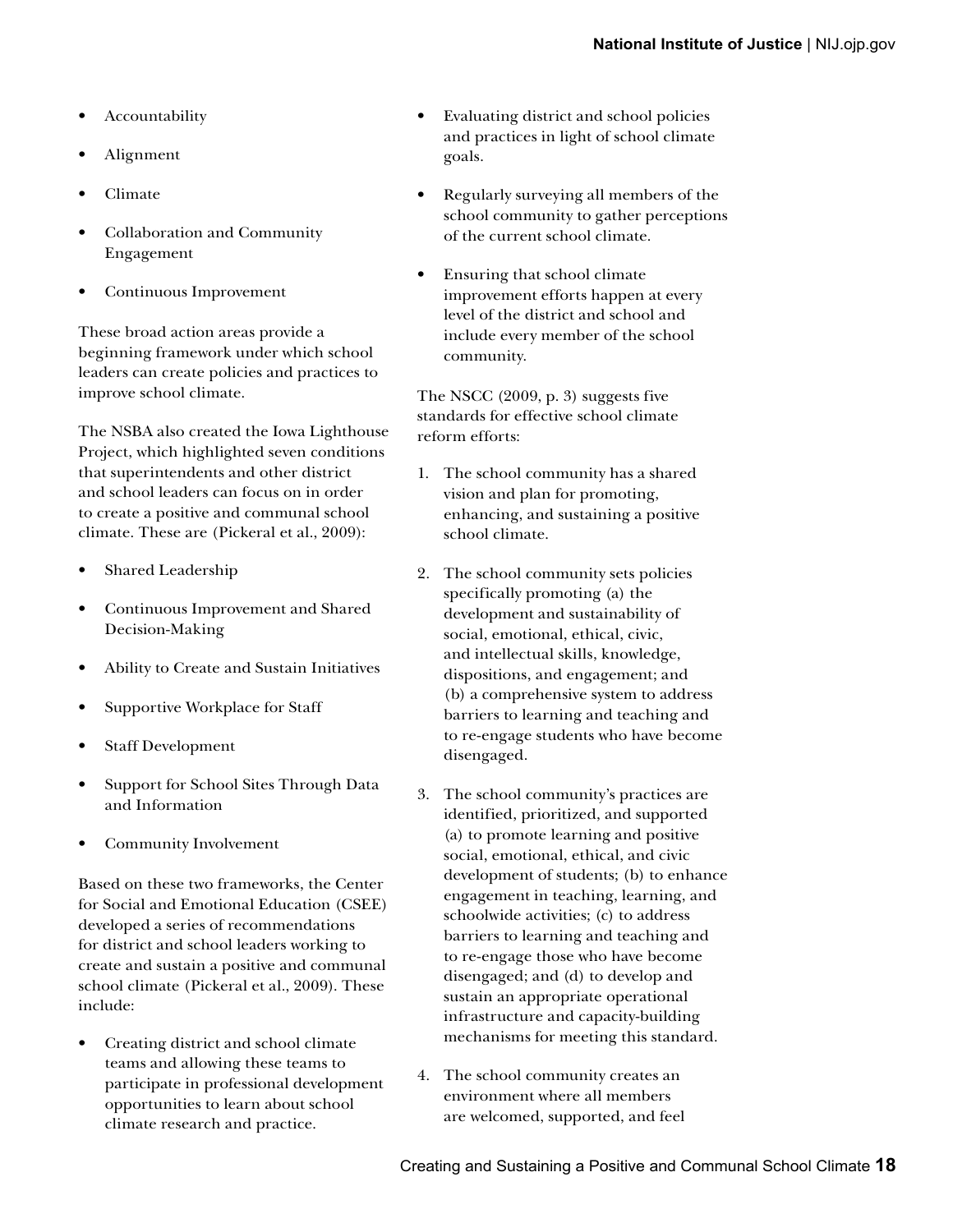- Accountability
- Alignment
- Climate
- Collaboration and Community Engagement
- Continuous Improvement

These broad action areas provide a beginning framework under which school leaders can create policies and practices to improve school climate.

The NSBA also created the Iowa Lighthouse Project, which highlighted seven conditions that superintendents and other district and school leaders can focus on in order to create a positive and communal school climate. These are (Pickeral et al., 2009):

- Shared Leadership
- Continuous Improvement and Shared Decision-Making
- Ability to Create and Sustain Initiatives
- Supportive Workplace for Staff
- Staff Development
- Support for School Sites Through Data and Information
- Community Involvement

Based on these two frameworks, the Center for Social and Emotional Education (CSEE) developed a series of recommendations for district and school leaders working to create and sustain a positive and communal school climate (Pickeral et al., 2009). These include:

- Creating district and school climate teams and allowing these teams to participate in professional development opportunities to learn about school climate research and practice.
- Evaluating district and school policies and practices in light of school climate goals.
- Regularly surveying all members of the school community to gather perceptions of the current school climate.
- Ensuring that school climate improvement efforts happen at every level of the district and school and include every member of the school community.

The NSCC (2009, p. 3) suggests five standards for effective school climate reform efforts:

1. The school community has a shared vision and plan for promoting, enhancing, and sustaining a positive school climate.
2. The school community sets policies specifically promoting (a) the development and sustainability of social, emotional, ethical, civic, and intellectual skills, knowledge, dispositions, and engagement; and (b) a comprehensive system to address barriers to learning and teaching and to re-engage students who have become disengaged.
3. The school community's practices are identified, prioritized, and supported (a) to promote learning and positive social, emotional, ethical, and civic development of students; (b) to enhance engagement in teaching, learning, and schoolwide activities; (c) to address barriers to learning and teaching and to re-engage those who have become disengaged; and (d) to develop and sustain an appropriate operational infrastructure and capacity-building mechanisms for meeting this standard.
4. The school community creates an environment where all members are welcomed, supported, and feel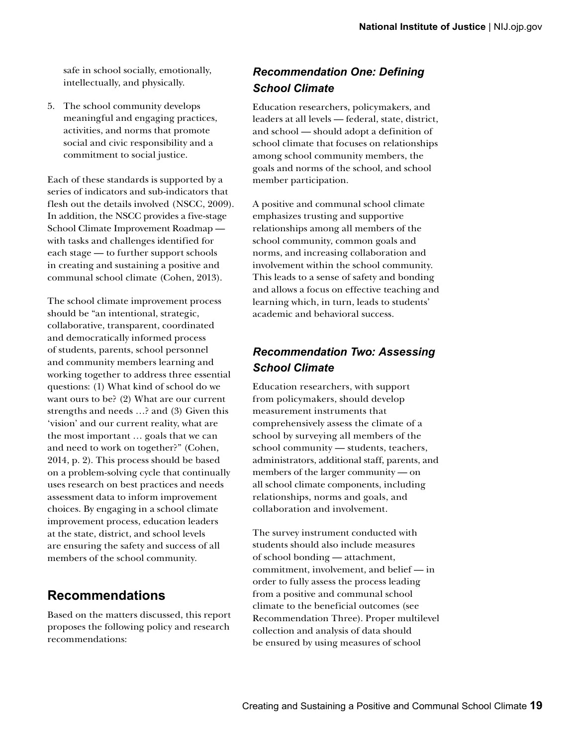safe in school socially, emotionally, intellectually, and physically.

5. The school community develops meaningful and engaging practices, activities, and norms that promote social and civic responsibility and a commitment to social justice.

Each of these standards is supported by a series of indicators and sub-indicators that flesh out the details involved (NSCC, 2009). In addition, the NSCC provides a five-stage School Climate Improvement Roadmap — with tasks and challenges identified for each stage — to further support schools in creating and sustaining a positive and communal school climate (Cohen, 2013).

The school climate improvement process should be "an intentional, strategic, collaborative, transparent, coordinated and democratically informed process of students, parents, school personnel and community members learning and working together to address three essential questions: (1) What kind of school do we want ours to be? (2) What are our current strengths and needs …? and (3) Given this 'vision' and our current reality, what are the most important … goals that we can and need to work on together?" (Cohen, 2014, p. 2). This process should be based on a problem-solving cycle that continually uses research on best practices and needs assessment data to inform improvement choices. By engaging in a school climate improvement process, education leaders at the state, district, and school levels are ensuring the safety and success of all members of the school community.

## Recommendations

Based on the matters discussed, this report proposes the following policy and research recommendations:

### *Recommendation One: Defining School Climate*

Education researchers, policymakers, and leaders at all levels — federal, state, district, and school — should adopt a definition of school climate that focuses on relationships among school community members, the goals and norms of the school, and school member participation.

A positive and communal school climate emphasizes trusting and supportive relationships among all members of the school community, common goals and norms, and increasing collaboration and involvement within the school community. This leads to a sense of safety and bonding and allows a focus on effective teaching and learning which, in turn, leads to students' academic and behavioral success.

### *Recommendation Two: Assessing School Climate*

Education researchers, with support from policymakers, should develop measurement instruments that comprehensively assess the climate of a school by surveying all members of the school community — students, teachers, administrators, additional staff, parents, and members of the larger community — on all school climate components, including relationships, norms and goals, and collaboration and involvement.

The survey instrument conducted with students should also include measures of school bonding — attachment, commitment, involvement, and belief — in order to fully assess the process leading from a positive and communal school climate to the beneficial outcomes (see Recommendation Three). Proper multilevel collection and analysis of data should be ensured by using measures of school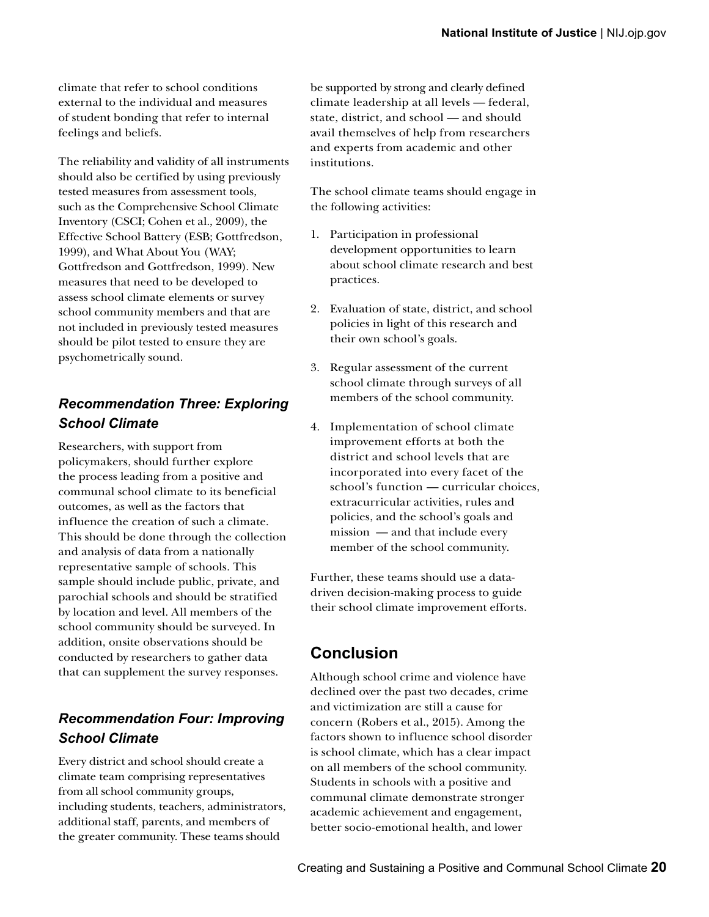climate that refer to school conditions external to the individual and measures of student bonding that refer to internal feelings and beliefs.

The reliability and validity of all instruments should also be certified by using previously tested measures from assessment tools, such as the Comprehensive School Climate Inventory (CSCI; Cohen et al., 2009), the Effective School Battery (ESB; Gottfredson, 1999), and What About You (WAY; Gottfredson and Gottfredson, 1999). New measures that need to be developed to assess school climate elements or survey school community members and that are not included in previously tested measures should be pilot tested to ensure they are psychometrically sound.

### *Recommendation Three: Exploring School Climate*

Researchers, with support from policymakers, should further explore the process leading from a positive and communal school climate to its beneficial outcomes, as well as the factors that influence the creation of such a climate. This should be done through the collection and analysis of data from a nationally representative sample of schools. This sample should include public, private, and parochial schools and should be stratified by location and level. All members of the school community should be surveyed. In addition, onsite observations should be conducted by researchers to gather data that can supplement the survey responses.

### *Recommendation Four: Improving School Climate*

Every district and school should create a climate team comprising representatives from all school community groups, including students, teachers, administrators, additional staff, parents, and members of the greater community. These teams should be supported by strong and clearly defined climate leadership at all levels — federal, state, district, and school — and should avail themselves of help from researchers and experts from academic and other institutions.

The school climate teams should engage in the following activities:

1. Participation in professional development opportunities to learn about school climate research and best practices.
2. Evaluation of state, district, and school policies in light of this research and their own school's goals.
3. Regular assessment of the current school climate through surveys of all members of the school community.
4. Implementation of school climate improvement efforts at both the district and school levels that are incorporated into every facet of the school's function — curricular choices, extracurricular activities, rules and policies, and the school's goals and mission — and that include every member of the school community.

Further, these teams should use a data-driven decision-making process to guide their school climate improvement efforts.

## Conclusion

Although school crime and violence have declined over the past two decades, crime and victimization are still a cause for concern (Robers et al., 2015). Among the factors shown to influence school disorder is school climate, which has a clear impact on all members of the school community. Students in schools with a positive and communal climate demonstrate stronger academic achievement and engagement, better socio-emotional health, and lower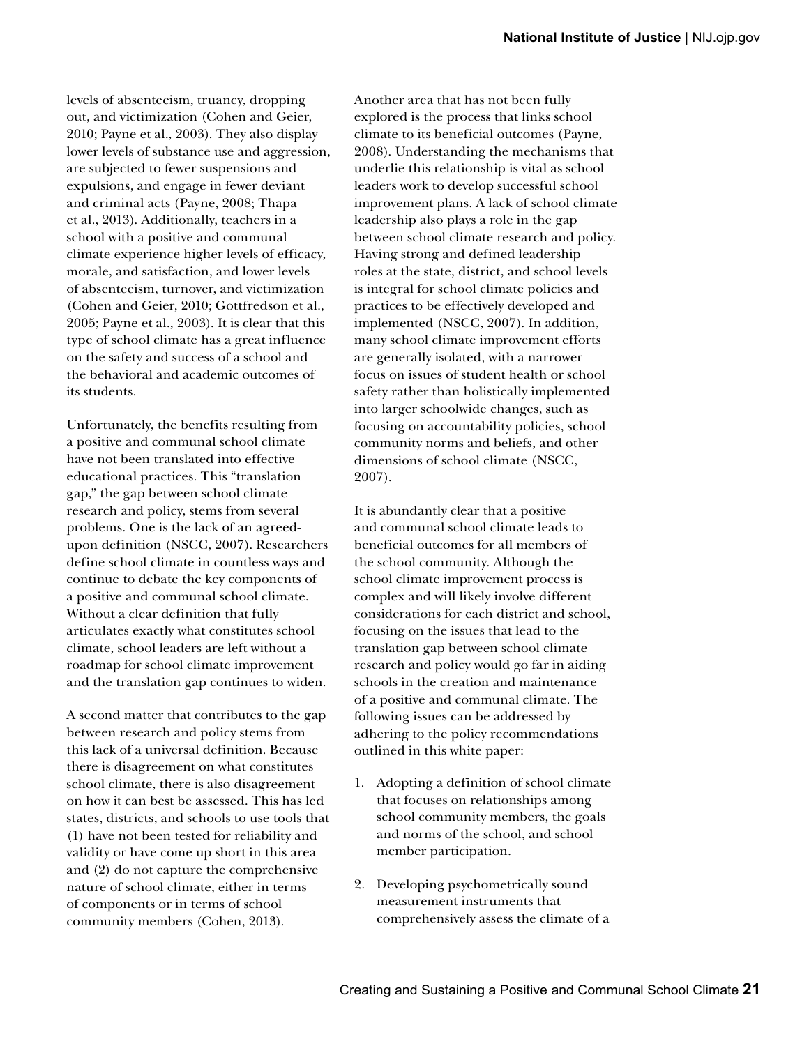levels of absenteeism, truancy, dropping out, and victimization (Cohen and Geier, 2010; Payne et al., 2003). They also display lower levels of substance use and aggression, are subjected to fewer suspensions and expulsions, and engage in fewer deviant and criminal acts (Payne, 2008; Thapa et al., 2013). Additionally, teachers in a school with a positive and communal climate experience higher levels of efficacy, morale, and satisfaction, and lower levels of absenteeism, turnover, and victimization (Cohen and Geier, 2010; Gottfredson et al., 2005; Payne et al., 2003). It is clear that this type of school climate has a great influence on the safety and success of a school and the behavioral and academic outcomes of its students.

Unfortunately, the benefits resulting from a positive and communal school climate have not been translated into effective educational practices. This "translation gap," the gap between school climate research and policy, stems from several problems. One is the lack of an agreed-upon definition (NSCC, 2007). Researchers define school climate in countless ways and continue to debate the key components of a positive and communal school climate. Without a clear definition that fully articulates exactly what constitutes school climate, school leaders are left without a roadmap for school climate improvement and the translation gap continues to widen.

A second matter that contributes to the gap between research and policy stems from this lack of a universal definition. Because there is disagreement on what constitutes school climate, there is also disagreement on how it can best be assessed. This has led states, districts, and schools to use tools that (1) have not been tested for reliability and validity or have come up short in this area and (2) do not capture the comprehensive nature of school climate, either in terms of components or in terms of school community members (Cohen, 2013).

Another area that has not been fully explored is the process that links school climate to its beneficial outcomes (Payne, 2008). Understanding the mechanisms that underlie this relationship is vital as school leaders work to develop successful school improvement plans. A lack of school climate leadership also plays a role in the gap between school climate research and policy. Having strong and defined leadership roles at the state, district, and school levels is integral for school climate policies and practices to be effectively developed and implemented (NSCC, 2007). In addition, many school climate improvement efforts are generally isolated, with a narrower focus on issues of student health or school safety rather than holistically implemented into larger schoolwide changes, such as focusing on accountability policies, school community norms and beliefs, and other dimensions of school climate (NSCC, 2007).

It is abundantly clear that a positive and communal school climate leads to beneficial outcomes for all members of the school community. Although the school climate improvement process is complex and will likely involve different considerations for each district and school, focusing on the issues that lead to the translation gap between school climate research and policy would go far in aiding schools in the creation and maintenance of a positive and communal climate. The following issues can be addressed by adhering to the policy recommendations outlined in this white paper:

1. Adopting a definition of school climate that focuses on relationships among school community members, the goals and norms of the school, and school member participation.

2. Developing psychometrically sound measurement instruments that comprehensively assess the climate of a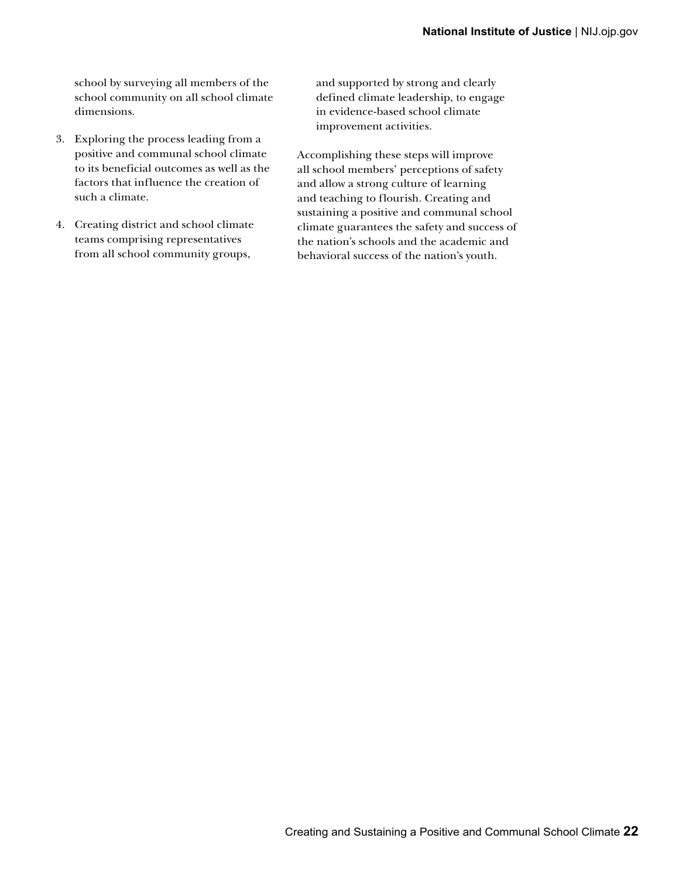school by surveying all members of the school community on all school climate dimensions.

3. Exploring the process leading from a positive and communal school climate to its beneficial outcomes as well as the factors that influence the creation of such a climate.

4. Creating district and school climate teams comprising representatives from all school community groups, and supported by strong and clearly defined climate leadership, to engage in evidence-based school climate improvement activities.

Accomplishing these steps will improve all school members' perceptions of safety and allow a strong culture of learning and teaching to flourish. Creating and sustaining a positive and communal school climate guarantees the safety and success of the nation's schools and the academic and behavioral success of the nation's youth.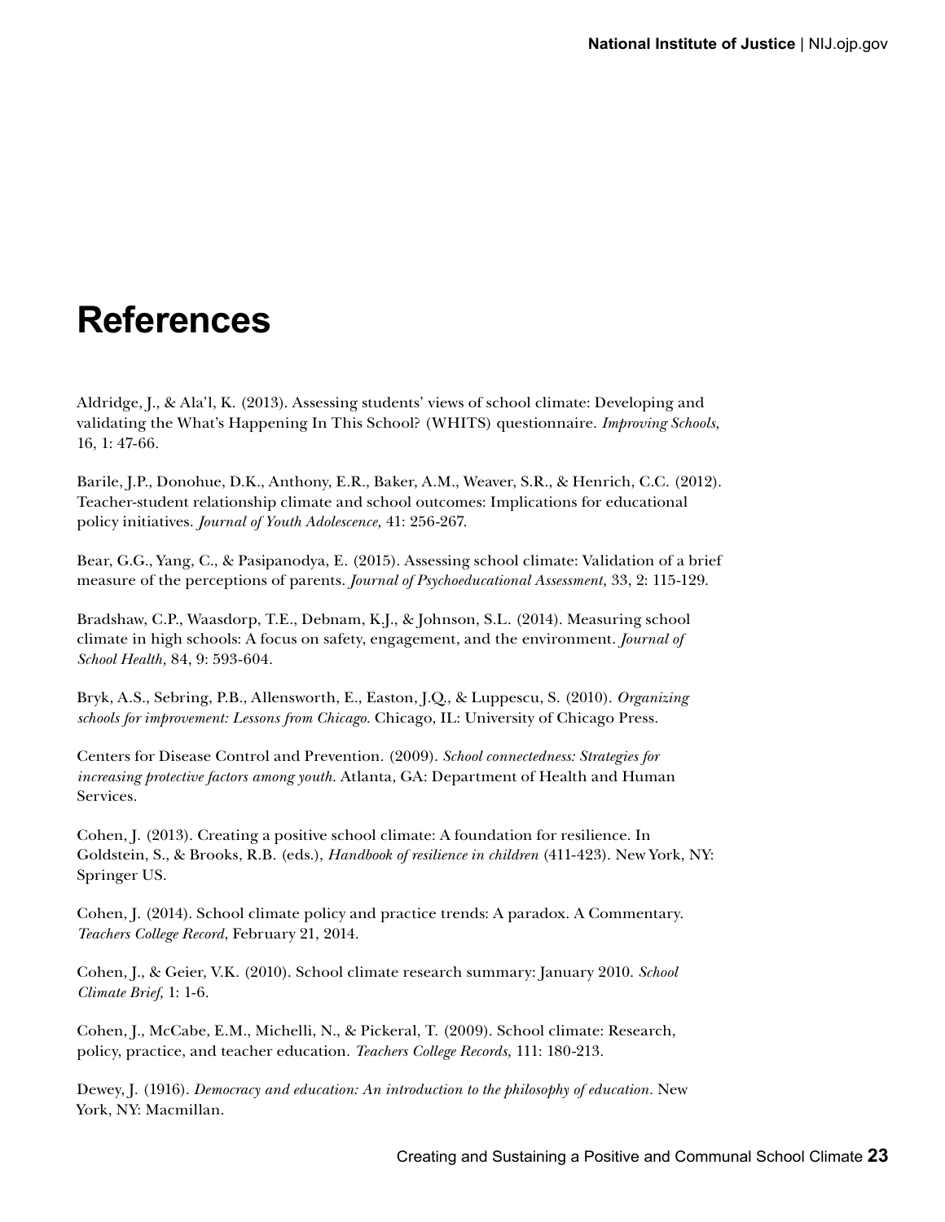# References

Aldridge, J., & Ala'l, K. (2013). Assessing students' views of school climate: Developing and validating the What's Happening In This School? (WHITS) questionnaire. *Improving Schools,* 16, 1: 47-66.

Barile, J.P., Donohue, D.K., Anthony, E.R., Baker, A.M., Weaver, S.R., & Henrich, C.C. (2012). Teacher-student relationship climate and school outcomes: Implications for educational policy initiatives. *Journal of Youth Adolescence,* 41: 256-267.

Bear, G.G., Yang, C., & Pasipanodya, E. (2015). Assessing school climate: Validation of a brief measure of the perceptions of parents. *Journal of Psychoeducational Assessment,* 33, 2: 115-129.

Bradshaw, C.P., Waasdorp, T.E., Debnam, K.J., & Johnson, S.L. (2014). Measuring school climate in high schools: A focus on safety, engagement, and the environment. *Journal of School Health,* 84, 9: 593-604.

Bryk, A.S., Sebring, P.B., Allensworth, E., Easton, J.Q., & Luppescu, S. (2010). *Organizing schools for improvement: Lessons from Chicago.* Chicago, IL: University of Chicago Press.

Centers for Disease Control and Prevention. (2009). *School connectedness: Strategies for increasing protective factors among youth.* Atlanta, GA: Department of Health and Human Services.

Cohen, J. (2013). Creating a positive school climate: A foundation for resilience. In Goldstein, S., & Brooks, R.B. (eds.), *Handbook of resilience in children* (411-423). New York, NY: Springer US.

Cohen, J. (2014). School climate policy and practice trends: A paradox. A Commentary. *Teachers College Record*, February 21, 2014.

Cohen, J., & Geier, V.K. (2010). School climate research summary: January 2010. *School Climate Brief,* 1: 1-6.

Cohen, J., McCabe, E.M., Michelli, N., & Pickeral, T. (2009). School climate: Research, policy, practice, and teacher education. *Teachers College Records,* 111: 180-213.

Dewey, J. (1916). *Democracy and education: An introduction to the philosophy of education.* New York, NY: Macmillan.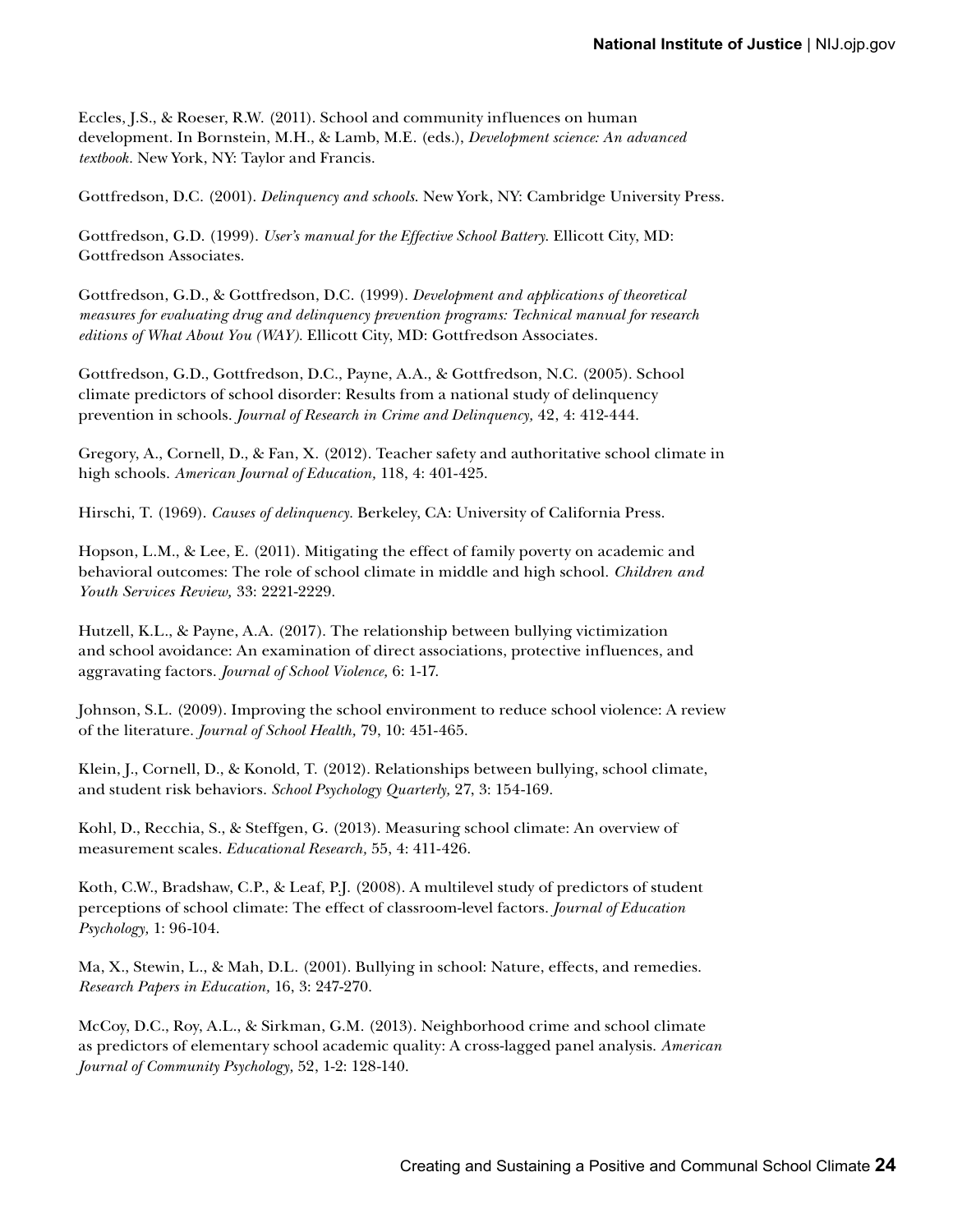Eccles, J.S., & Roeser, R.W. (2011). School and community influences on human development. In Bornstein, M.H., & Lamb, M.E. (eds.), *Development science: An advanced textbook.* New York, NY: Taylor and Francis.

Gottfredson, D.C. (2001). *Delinquency and schools.* New York, NY: Cambridge University Press.

Gottfredson, G.D. (1999). *User's manual for the Effective School Battery.* Ellicott City, MD: Gottfredson Associates.

Gottfredson, G.D., & Gottfredson, D.C. (1999). *Development and applications of theoretical measures for evaluating drug and delinquency prevention programs: Technical manual for research editions of What About You (WAY).* Ellicott City, MD: Gottfredson Associates.

Gottfredson, G.D., Gottfredson, D.C., Payne, A.A., & Gottfredson, N.C. (2005). School climate predictors of school disorder: Results from a national study of delinquency prevention in schools. *Journal of Research in Crime and Delinquency,* 42, 4: 412-444.

Gregory, A., Cornell, D., & Fan, X. (2012). Teacher safety and authoritative school climate in high schools. *American Journal of Education,* 118, 4: 401-425.

Hirschi, T. (1969). *Causes of delinquency.* Berkeley, CA: University of California Press.

Hopson, L.M., & Lee, E. (2011). Mitigating the effect of family poverty on academic and behavioral outcomes: The role of school climate in middle and high school. *Children and Youth Services Review,* 33: 2221-2229.

Hutzell, K.L., & Payne, A.A. (2017). The relationship between bullying victimization and school avoidance: An examination of direct associations, protective influences, and aggravating factors. *Journal of School Violence,* 6: 1-17.

Johnson, S.L. (2009). Improving the school environment to reduce school violence: A review of the literature. *Journal of School Health,* 79, 10: 451-465.

Klein, J., Cornell, D., & Konold, T. (2012). Relationships between bullying, school climate, and student risk behaviors. *School Psychology Quarterly,* 27, 3: 154-169.

Kohl, D., Recchia, S., & Steffgen, G. (2013). Measuring school climate: An overview of measurement scales. *Educational Research,* 55, 4: 411-426.

Koth, C.W., Bradshaw, C.P., & Leaf, P.J. (2008). A multilevel study of predictors of student perceptions of school climate: The effect of classroom-level factors. *Journal of Education Psychology,* 1: 96-104.

Ma, X., Stewin, L., & Mah, D.L. (2001). Bullying in school: Nature, effects, and remedies. *Research Papers in Education,* 16, 3: 247-270.

McCoy, D.C., Roy, A.L., & Sirkman, G.M. (2013). Neighborhood crime and school climate as predictors of elementary school academic quality: A cross-lagged panel analysis. *American Journal of Community Psychology,* 52, 1-2: 128-140.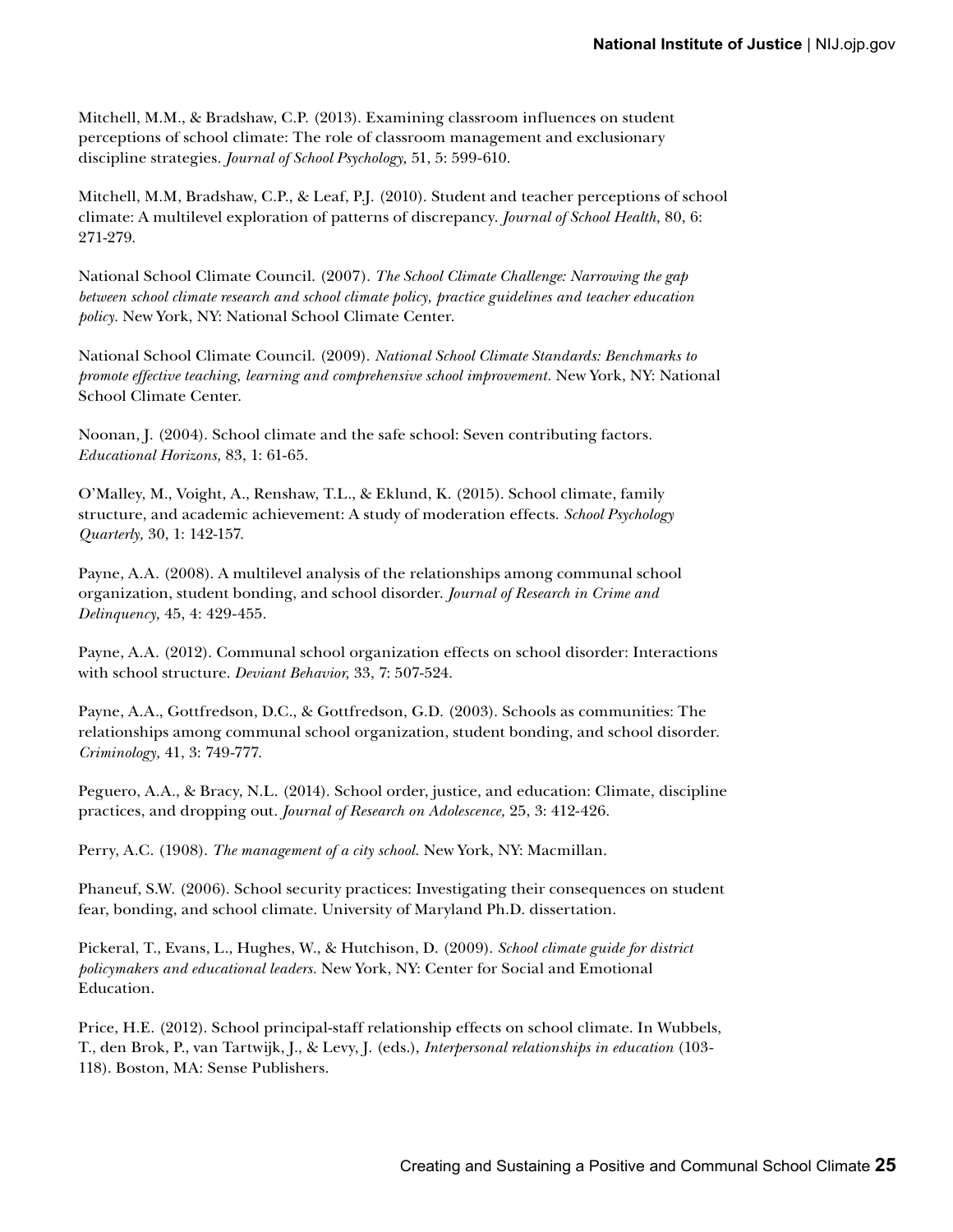Mitchell, M.M., & Bradshaw, C.P. (2013). Examining classroom influences on student perceptions of school climate: The role of classroom management and exclusionary discipline strategies. *Journal of School Psychology,* 51, 5: 599-610.

Mitchell, M.M, Bradshaw, C.P., & Leaf, P.J. (2010). Student and teacher perceptions of school climate: A multilevel exploration of patterns of discrepancy. *Journal of School Health,* 80, 6: 271-279.

National School Climate Council. (2007). *The School Climate Challenge: Narrowing the gap between school climate research and school climate policy, practice guidelines and teacher education policy.* New York, NY: National School Climate Center.

National School Climate Council. (2009). *National School Climate Standards: Benchmarks to promote effective teaching, learning and comprehensive school improvement.* New York, NY: National School Climate Center.

Noonan, J. (2004). School climate and the safe school: Seven contributing factors. *Educational Horizons,* 83, 1: 61-65.

O'Malley, M., Voight, A., Renshaw, T.L., & Eklund, K. (2015). School climate, family structure, and academic achievement: A study of moderation effects. *School Psychology Quarterly,* 30, 1: 142-157.

Payne, A.A. (2008). A multilevel analysis of the relationships among communal school organization, student bonding, and school disorder. *Journal of Research in Crime and Delinquency,* 45, 4: 429-455.

Payne, A.A. (2012). Communal school organization effects on school disorder: Interactions with school structure. *Deviant Behavior,* 33, 7: 507-524.

Payne, A.A., Gottfredson, D.C., & Gottfredson, G.D. (2003). Schools as communities: The relationships among communal school organization, student bonding, and school disorder. *Criminology,* 41, 3: 749-777.

Peguero, A.A., & Bracy, N.L. (2014). School order, justice, and education: Climate, discipline practices, and dropping out. *Journal of Research on Adolescence,* 25, 3: 412-426.

Perry, A.C. (1908). *The management of a city school.* New York, NY: Macmillan.

Phaneuf, S.W. (2006). School security practices: Investigating their consequences on student fear, bonding, and school climate. University of Maryland Ph.D. dissertation.

Pickeral, T., Evans, L., Hughes, W., & Hutchison, D. (2009). *School climate guide for district policymakers and educational leaders.* New York, NY: Center for Social and Emotional Education.

Price, H.E. (2012). School principal-staff relationship effects on school climate. In Wubbels, T., den Brok, P., van Tartwijk, J., & Levy, J. (eds.), *Interpersonal relationships in education* (103-118). Boston, MA: Sense Publishers.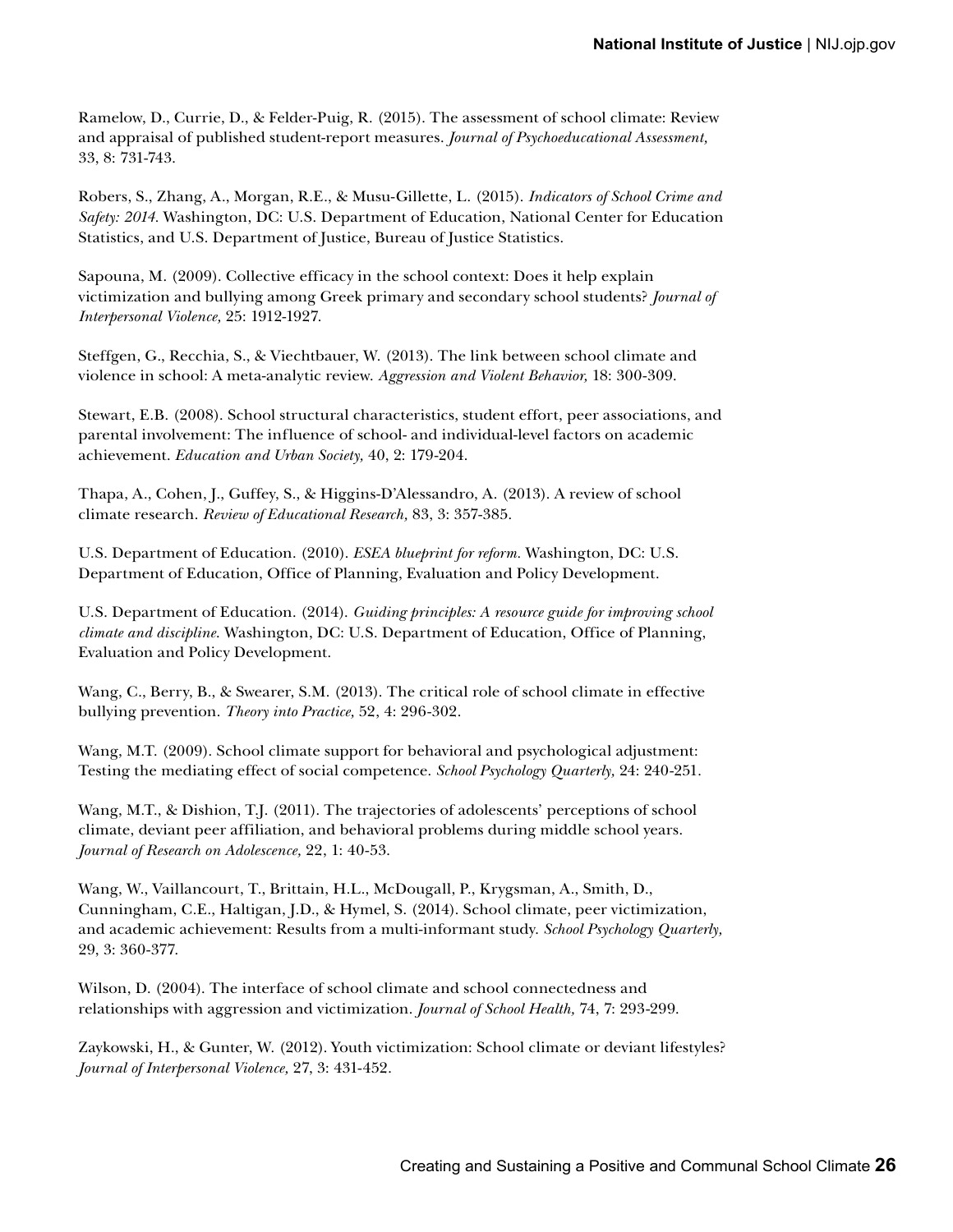Ramelow, D., Currie, D., & Felder-Puig, R. (2015). The assessment of school climate: Review and appraisal of published student-report measures. *Journal of Psychoeducational Assessment,* 33, 8: 731-743.

Robers, S., Zhang, A., Morgan, R.E., & Musu-Gillette, L. (2015). *Indicators of School Crime and Safety: 2014.* Washington, DC: U.S. Department of Education, National Center for Education Statistics, and U.S. Department of Justice, Bureau of Justice Statistics.

Sapouna, M. (2009). Collective efficacy in the school context: Does it help explain victimization and bullying among Greek primary and secondary school students? *Journal of Interpersonal Violence,* 25: 1912-1927.

Steffgen, G., Recchia, S., & Viechtbauer, W. (2013). The link between school climate and violence in school: A meta-analytic review. *Aggression and Violent Behavior,* 18: 300-309.

Stewart, E.B. (2008). School structural characteristics, student effort, peer associations, and parental involvement: The influence of school- and individual-level factors on academic achievement. *Education and Urban Society,* 40, 2: 179-204.

Thapa, A., Cohen, J., Guffey, S., & Higgins-D'Alessandro, A. (2013). A review of school climate research. *Review of Educational Research,* 83, 3: 357-385.

U.S. Department of Education. (2010). *ESEA blueprint for reform.* Washington, DC: U.S. Department of Education, Office of Planning, Evaluation and Policy Development.

U.S. Department of Education. (2014). *Guiding principles: A resource guide for improving school climate and discipline.* Washington, DC: U.S. Department of Education, Office of Planning, Evaluation and Policy Development.

Wang, C., Berry, B., & Swearer, S.M. (2013). The critical role of school climate in effective bullying prevention. *Theory into Practice,* 52, 4: 296-302.

Wang, M.T. (2009). School climate support for behavioral and psychological adjustment: Testing the mediating effect of social competence. *School Psychology Quarterly,* 24: 240-251.

Wang, M.T., & Dishion, T.J. (2011). The trajectories of adolescents' perceptions of school climate, deviant peer affiliation, and behavioral problems during middle school years. *Journal of Research on Adolescence,* 22, 1: 40-53.

Wang, W., Vaillancourt, T., Brittain, H.L., McDougall, P., Krygsman, A., Smith, D., Cunningham, C.E., Haltigan, J.D., & Hymel, S. (2014). School climate, peer victimization, and academic achievement: Results from a multi-informant study. *School Psychology Quarterly,* 29, 3: 360-377.

Wilson, D. (2004). The interface of school climate and school connectedness and relationships with aggression and victimization. *Journal of School Health,* 74, 7: 293-299.

Zaykowski, H., & Gunter, W. (2012). Youth victimization: School climate or deviant lifestyles? *Journal of Interpersonal Violence,* 27, 3: 431-452.